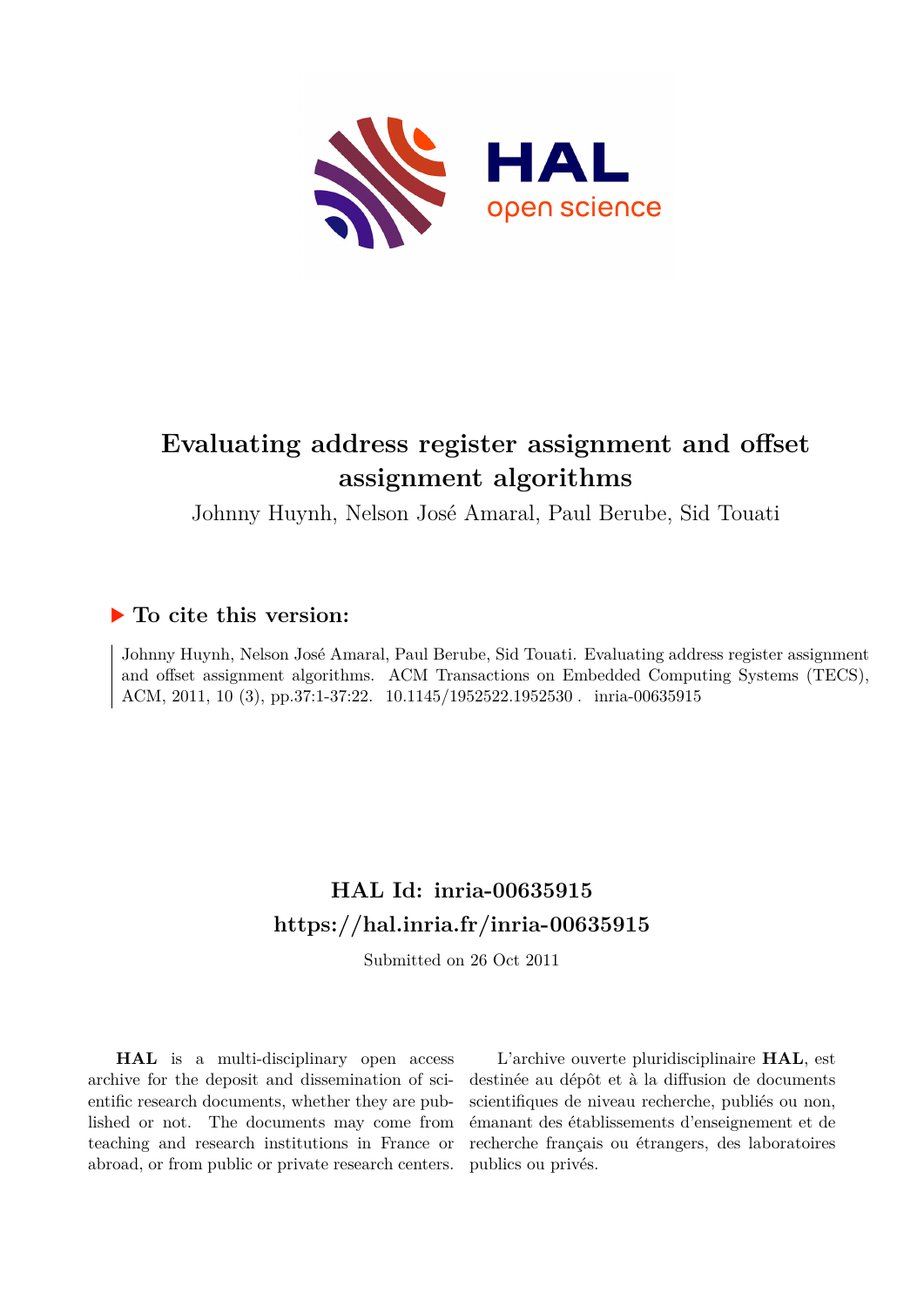# Evaluating address register assignment and offset assignment algorithms

Johnny Huynh, Nelson José Amaral, Paul Berube, Sid Touati

### ▶ To cite this version:

Johnny Huynh, Nelson José Amaral, Paul Berube, Sid Touati. Evaluating address register assignment and offset assignment algorithms. ACM Transactions on Embedded Computing Systems (TECS), ACM, 2011, 10 (3), pp.37:1-37:22. 10.1145/1952522.1952530 . inria-00635915

## HAL Id: inria-00635915
## https://hal.inria.fr/inria-00635915

Submitted on 26 Oct 2011

**HAL** is a multi-disciplinary open access archive for the deposit and dissemination of scientific research documents, whether they are published or not. The documents may come from teaching and research institutions in France or abroad, or from public or private research centers.

L'archive ouverte pluridisciplinaire **HAL**, est destinée au dépôt et à la diffusion de documents scientifiques de niveau recherche, publiés ou non, émanant des établissements d'enseignement et de recherche français ou étrangers, des laboratoires publics ou privés.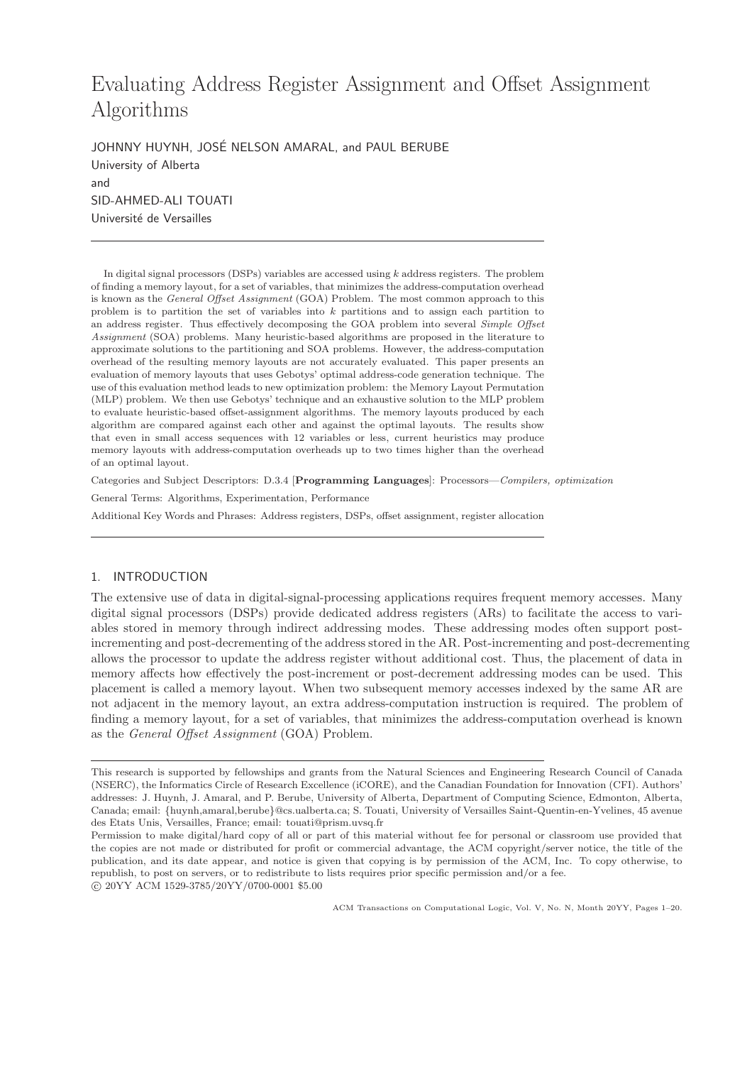# Evaluating Address Register Assignment and Offset Assignment Algorithms

JOHNNY HUYNH, JOSÉ NELSON AMARAL, and PAUL BERUBE
University of Alberta
and
SID-AHMED-ALI TOUATI
Université de Versailles

In digital signal processors (DSPs) variables are accessed using $k$ address registers. The problem of finding a memory layout, for a set of variables, that minimizes the address-computation overhead is known as the *General Offset Assignment* (GOA) Problem. The most common approach to this problem is to partition the set of variables into $k$ partitions and to assign each partition to an address register. Thus effectively decomposing the GOA problem into several *Simple Offset Assignment* (SOA) problems. Many heuristic-based algorithms are proposed in the literature to approximate solutions to the partitioning and SOA problems. However, the address-computation overhead of the resulting memory layouts are not accurately evaluated. This paper presents an evaluation of memory layouts that uses Gebotys' optimal address-code generation technique. The use of this evaluation method leads to new optimization problem: the Memory Layout Permutation (MLP) problem. We then use Gebotys' technique and an exhaustive solution to the MLP problem to evaluate heuristic-based offset-assignment algorithms. The memory layouts produced by each algorithm are compared against each other and against the optimal layouts. The results show that even in small access sequences with 12 variables or less, current heuristics may produce memory layouts with address-computation overheads up to two times higher than the overhead of an optimal layout.

Categories and Subject Descriptors: D.3.4 [**Programming Languages**]: Processors—*Compilers, optimization*

General Terms: Algorithms, Experimentation, Performance

Additional Key Words and Phrases: Address registers, DSPs, offset assignment, register allocation

## 1. INTRODUCTION

The extensive use of data in digital-signal-processing applications requires frequent memory accesses. Many digital signal processors (DSPs) provide dedicated address registers (ARs) to facilitate the access to variables stored in memory through indirect addressing modes. These addressing modes often support post-incrementing and post-decrementing of the address stored in the AR. Post-incrementing and post-decrementing allows the processor to update the address register without additional cost. Thus, the placement of data in memory affects how effectively the post-increment or post-decrement addressing modes can be used. This placement is called a memory layout. When two subsequent memory accesses indexed by the same AR are not adjacent in the memory layout, an extra address-computation instruction is required. The problem of finding a memory layout, for a set of variables, that minimizes the address-computation overhead is known as the *General Offset Assignment* (GOA) Problem.

This research is supported by fellowships and grants from the Natural Sciences and Engineering Research Council of Canada (NSERC), the Informatics Circle of Research Excellence (iCORE), and the Canadian Foundation for Innovation (CFI). Authors' addresses: J. Huynh, J. Amaral, and P. Berube, University of Alberta, Department of Computing Science, Edmonton, Alberta, Canada; email: {huynh,amaral,berube}@cs.ualberta.ca; S. Touati, University of Versailles Saint-Quentin-en-Yvelines, 45 avenue des Etats Unis, Versailles, France; email: touati@prism.uvsq.fr

Permission to make digital/hard copy of all or part of this material without fee for personal or classroom use provided that the copies are not made or distributed for profit or commercial advantage, the ACM copyright/server notice, the title of the publication, and its date appear, and notice is given that copying is by permission of the ACM, Inc. To copy otherwise, to republish, to post on servers, or to redistribute to lists requires prior specific permission and/or a fee.
© 20YY ACM 1529-3785/20YY/0700-0001 $5.00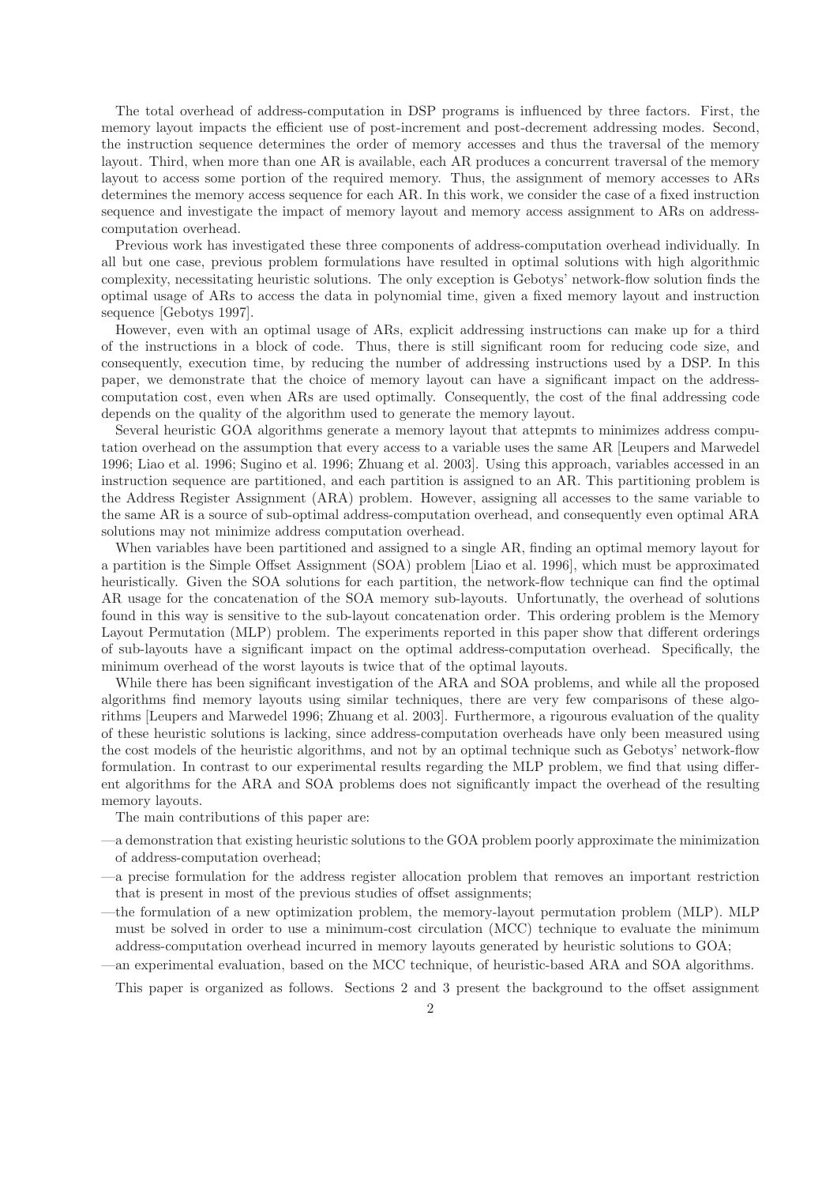The total overhead of address-computation in DSP programs is influenced by three factors. First, the memory layout impacts the efficient use of post-increment and post-decrement addressing modes. Second, the instruction sequence determines the order of memory accesses and thus the traversal of the memory layout. Third, when more than one AR is available, each AR produces a concurrent traversal of the memory layout to access some portion of the required memory. Thus, the assignment of memory accesses to ARs determines the memory access sequence for each AR. In this work, we consider the case of a fixed instruction sequence and investigate the impact of memory layout and memory access assignment to ARs on address-computation overhead.

Previous work has investigated these three components of address-computation overhead individually. In all but one case, previous problem formulations have resulted in optimal solutions with high algorithmic complexity, necessitating heuristic solutions. The only exception is Gebotys' network-flow solution finds the optimal usage of ARs to access the data in polynomial time, given a fixed memory layout and instruction sequence [Gebotys 1997].

However, even with an optimal usage of ARs, explicit addressing instructions can make up for a third of the instructions in a block of code. Thus, there is still significant room for reducing code size, and consequently, execution time, by reducing the number of addressing instructions used by a DSP. In this paper, we demonstrate that the choice of memory layout can have a significant impact on the address-computation cost, even when ARs are used optimally. Consequently, the cost of the final addressing code depends on the quality of the algorithm used to generate the memory layout.

Several heuristic GOA algorithms generate a memory layout that attepmts to minimizes address computation overhead on the assumption that every access to a variable uses the same AR [Leupers and Marwedel 1996; Liao et al. 1996; Sugino et al. 1996; Zhuang et al. 2003]. Using this approach, variables accessed in an instruction sequence are partitioned, and each partition is assigned to an AR. This partitioning problem is the Address Register Assignment (ARA) problem. However, assigning all accesses to the same variable to the same AR is a source of sub-optimal address-computation overhead, and consequently even optimal ARA solutions may not minimize address computation overhead.

When variables have been partitioned and assigned to a single AR, finding an optimal memory layout for a partition is the Simple Offset Assignment (SOA) problem [Liao et al. 1996], which must be approximated heuristically. Given the SOA solutions for each partition, the network-flow technique can find the optimal AR usage for the concatenation of the SOA memory sub-layouts. Unfortunatly, the overhead of solutions found in this way is sensitive to the sub-layout concatenation order. This ordering problem is the Memory Layout Permutation (MLP) problem. The experiments reported in this paper show that different orderings of sub-layouts have a significant impact on the optimal address-computation overhead. Specifically, the minimum overhead of the worst layouts is twice that of the optimal layouts.

While there has been significant investigation of the ARA and SOA problems, and while all the proposed algorithms find memory layouts using similar techniques, there are very few comparisons of these algorithms [Leupers and Marwedel 1996; Zhuang et al. 2003]. Furthermore, a rigourous evaluation of the quality of these heuristic solutions is lacking, since address-computation overheads have only been measured using the cost models of the heuristic algorithms, and not by an optimal technique such as Gebotys' network-flow formulation. In contrast to our experimental results regarding the MLP problem, we find that using different algorithms for the ARA and SOA problems does not significantly impact the overhead of the resulting memory layouts.

The main contributions of this paper are:

—a demonstration that existing heuristic solutions to the GOA problem poorly approximate the minimization of address-computation overhead;

—a precise formulation for the address register allocation problem that removes an important restriction that is present in most of the previous studies of offset assignments;

—the formulation of a new optimization problem, the memory-layout permutation problem (MLP). MLP must be solved in order to use a minimum-cost circulation (MCC) technique to evaluate the minimum address-computation overhead incurred in memory layouts generated by heuristic solutions to GOA;

—an experimental evaluation, based on the MCC technique, of heuristic-based ARA and SOA algorithms.

This paper is organized as follows. Sections 2 and 3 present the background to the offset assignment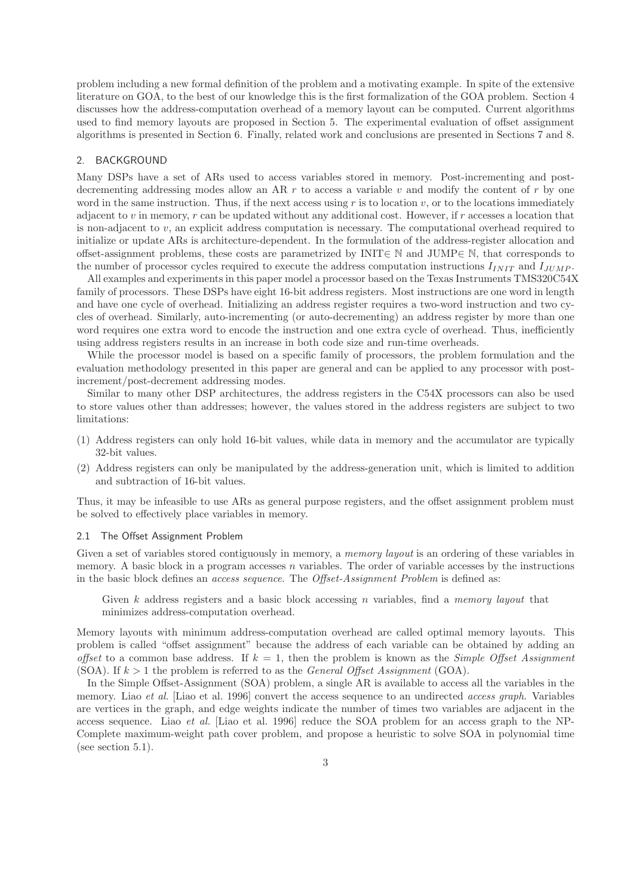problem including a new formal definition of the problem and a motivating example. In spite of the extensive literature on GOA, to the best of our knowledge this is the first formalization of the GOA problem. Section 4 discusses how the address-computation overhead of a memory layout can be computed. Current algorithms used to find memory layouts are proposed in Section 5. The experimental evaluation of offset assignment algorithms is presented in Section 6. Finally, related work and conclusions are presented in Sections 7 and 8.

## 2. BACKGROUND

Many DSPs have a set of ARs used to access variables stored in memory. Post-incrementing and post-decrementing addressing modes allow an AR $r$ to access a variable $v$ and modify the content of $r$ by one word in the same instruction. Thus, if the next access using $r$ is to location $v$, or to the locations immediately adjacent to $v$ in memory, $r$ can be updated without any additional cost. However, if $r$ accesses a location that is non-adjacent to $v$, an explicit address computation is necessary. The computational overhead required to initialize or update ARs is architecture-dependent. In the formulation of the address-register allocation and offset-assignment problems, these costs are parametrized by INIT$\in \mathbb{N}$ and JUMP$\in \mathbb{N}$, that corresponds to the number of processor cycles required to execute the address computation instructions $I_{INIT}$ and $I_{JUMP}$.

All examples and experiments in this paper model a processor based on the Texas Instruments TMS320C54X family of processors. These DSPs have eight 16-bit address registers. Most instructions are one word in length and have one cycle of overhead. Initializing an address register requires a two-word instruction and two cycles of overhead. Similarly, auto-incrementing (or auto-decrementing) an address register by more than one word requires one extra word to encode the instruction and one extra cycle of overhead. Thus, inefficiently using address registers results in an increase in both code size and run-time overheads.

While the processor model is based on a specific family of processors, the problem formulation and the evaluation methodology presented in this paper are general and can be applied to any processor with post-increment/post-decrement addressing modes.

Similar to many other DSP architectures, the address registers in the C54X processors can also be used to store values other than addresses; however, the values stored in the address registers are subject to two limitations:

(1) Address registers can only hold 16-bit values, while data in memory and the accumulator are typically 32-bit values.

(2) Address registers can only be manipulated by the address-generation unit, which is limited to addition and subtraction of 16-bit values.

Thus, it may be infeasible to use ARs as general purpose registers, and the offset assignment problem must be solved to effectively place variables in memory.

### 2.1 The Offset Assignment Problem

Given a set of variables stored contiguously in memory, a *memory layout* is an ordering of these variables in memory. A basic block in a program accesses $n$ variables. The order of variable accesses by the instructions in the basic block defines an *access sequence*. The *Offset-Assignment Problem* is defined as:

> Given $k$ address registers and a basic block accessing $n$ variables, find a *memory layout* that minimizes address-computation overhead.

Memory layouts with minimum address-computation overhead are called optimal memory layouts. This problem is called "offset assignment" because the address of each variable can be obtained by adding an *offset* to a common base address. If $k = 1$, then the problem is known as the *Simple Offset Assignment* (SOA). If $k > 1$ the problem is referred to as the *General Offset Assignment* (GOA).

In the Simple Offset-Assignment (SOA) problem, a single AR is available to access all the variables in the memory. Liao *et al.* [Liao et al. 1996] convert the access sequence to an undirected *access graph*. Variables are vertices in the graph, and edge weights indicate the number of times two variables are adjacent in the access sequence. Liao *et al.* [Liao et al. 1996] reduce the SOA problem for an access graph to the NP-Complete maximum-weight path cover problem, and propose a heuristic to solve SOA in polynomial time (see section 5.1).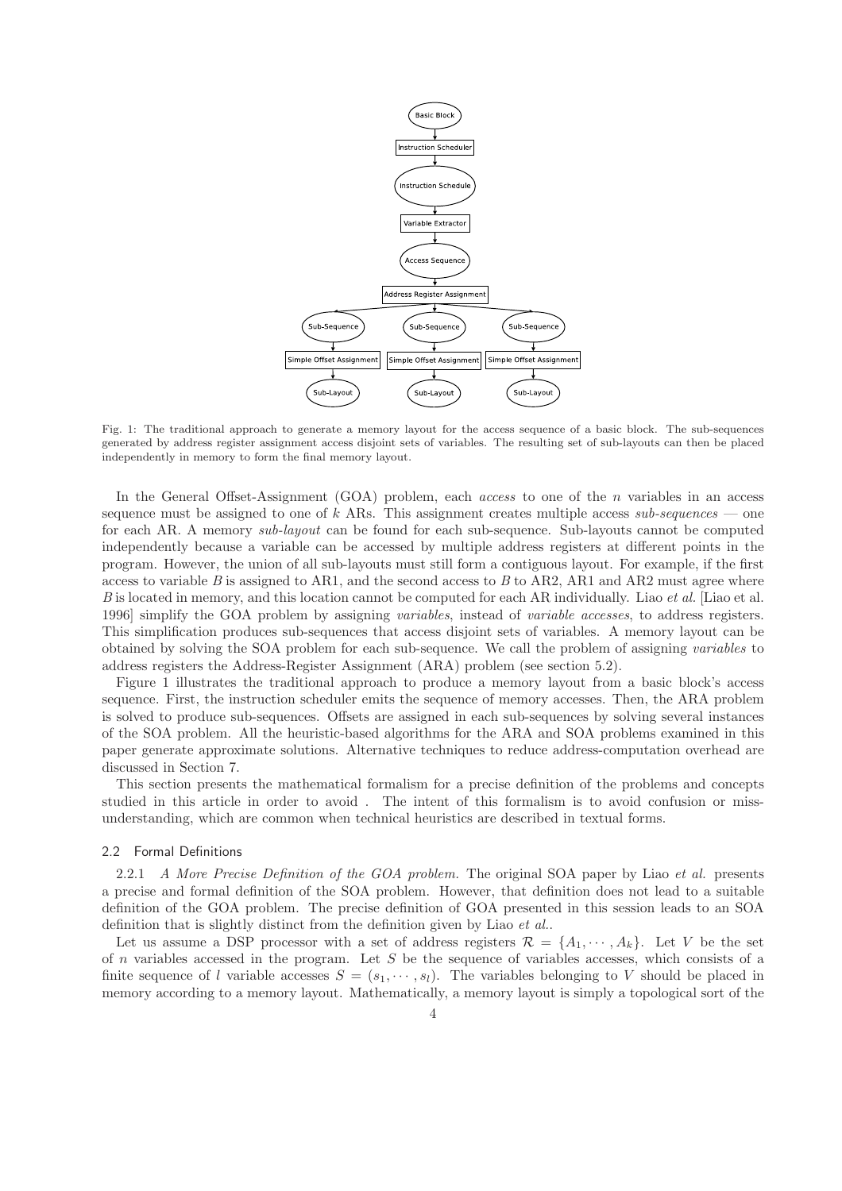Basic Block

Instruction Scheduler

Instruction Schedule

Variable Extractor

Access Sequence

Address Register Assignment

Sub-Sequence

Sub-Sequence

Sub-Sequence

Simple Offset Assignment

Simple Offset Assignment

Simple Offset Assignment

Sub-Layout

Sub-Layout

Sub-Layout

Fig. 1: The traditional approach to generate a memory layout for the access sequence of a basic block. The sub-sequences generated by address register assignment access disjoint sets of variables. The resulting set of sub-layouts can then be placed independently in memory to form the final memory layout.

In the General Offset-Assignment (GOA) problem, each *access* to one of the $n$ variables in an access sequence must be assigned to one of $k$ ARs. This assignment creates multiple access *sub-sequences* — one for each AR. A memory *sub-layout* can be found for each sub-sequence. Sub-layouts cannot be computed independently because a variable can be accessed by multiple address registers at different points in the program. However, the union of all sub-layouts must still form a contiguous layout. For example, if the first access to variable $B$ is assigned to AR1, and the second access to $B$ to AR2, AR1 and AR2 must agree where $B$ is located in memory, and this location cannot be computed for each AR individually. Liao *et al.* [Liao et al. 1996] simplify the GOA problem by assigning *variables*, instead of *variable accesses*, to address registers. This simplification produces sub-sequences that access disjoint sets of variables. A memory layout can be obtained by solving the SOA problem for each sub-sequence. We call the problem of assigning *variables* to address registers the Address-Register Assignment (ARA) problem (see section 5.2).

Figure 1 illustrates the traditional approach to produce a memory layout from a basic block's access sequence. First, the instruction scheduler emits the sequence of memory accesses. Then, the ARA problem is solved to produce sub-sequences. Offsets are assigned in each sub-sequences by solving several instances of the SOA problem. All the heuristic-based algorithms for the ARA and SOA problems examined in this paper generate approximate solutions. Alternative techniques to reduce address-computation overhead are discussed in Section 7.

This section presents the mathematical formalism for a precise definition of the problems and concepts studied in this article in order to avoid . The intent of this formalism is to avoid confusion or miss-understanding, which are common when technical heuristics are described in textual forms.

### 2.2 Formal Definitions

2.2.1 *A More Precise Definition of the GOA problem.* The original SOA paper by Liao *et al.* presents a precise and formal definition of the SOA problem. However, that definition does not lead to a suitable definition of the GOA problem. The precise definition of GOA presented in this session leads to an SOA definition that is slightly distinct from the definition given by Liao *et al.*.

Let us assume a DSP processor with a set of address registers $\mathcal{R} = \{A_1, \cdots, A_k\}$. Let $V$ be the set of $n$ variables accessed in the program. Let $S$ be the sequence of variables accesses, which consists of a finite sequence of $l$ variable accesses $S = (s_1, \cdots, s_l)$. The variables belonging to $V$ should be placed in memory according to a memory layout. Mathematically, a memory layout is simply a topological sort of the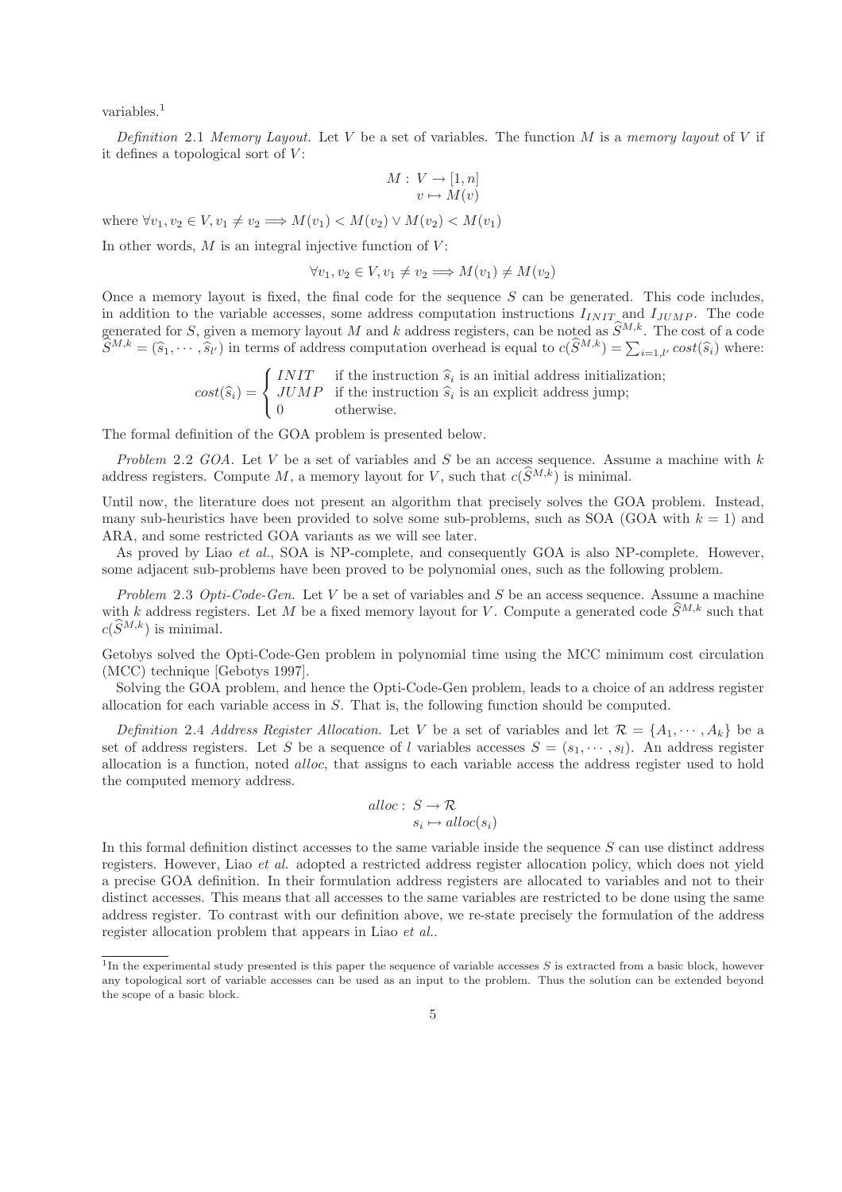variables.[1]

*Definition* 2.1 *Memory Layout.* Let $V$ be a set of variables. The function $M$ is a *memory layout* of $V$ if it defines a topological sort of $V$:

$$\begin{aligned} M :\ & V \rightarrow [1, n] \\ & v \mapsto M(v) \end{aligned}$$

where $\forall v_1, v_2 \in V, v_1 \neq v_2 \Longrightarrow M(v_1) < M(v_2) \vee M(v_2) < M(v_1)$

In other words, $M$ is an integral injective function of $V$:

$$\forall v_1, v_2 \in V, v_1 \neq v_2 \Longrightarrow M(v_1) \neq M(v_2)$$

Once a memory layout is fixed, the final code for the sequence $S$ can be generated. This code includes, in addition to the variable accesses, some address computation instructions $I_{INIT}$ and $I_{JUMP}$. The code generated for $S$, given a memory layout $M$ and $k$ address registers, can be noted as $\widehat{S}^{M,k}$. The cost of a code $\widehat{S}^{M,k} = (\widehat{s}_1, \cdots, \widehat{s}_{l'})$ in terms of address computation overhead is equal to $c(\widehat{S}^{M,k}) = \sum_{i=1,l'} cost(\widehat{s}_i)$ where:

$$cost(\widehat{s}_i) = \begin{cases} INIT & \text{if the instruction } \widehat{s}_i \text{ is an initial address initialization;} \\ JUMP & \text{if the instruction } \widehat{s}_i \text{ is an explicit address jump;} \\ 0 & \text{otherwise.} \end{cases}$$

The formal definition of the GOA problem is presented below.

*Problem* 2.2 *GOA.* Let $V$ be a set of variables and $S$ be an access sequence. Assume a machine with $k$ address registers. Compute $M$, a memory layout for $V$, such that $c(\widehat{S}^{M,k})$ is minimal.

Until now, the literature does not present an algorithm that precisely solves the GOA problem. Instead, many sub-heuristics have been provided to solve some sub-problems, such as SOA (GOA with $k = 1$) and ARA, and some restricted GOA variants as we will see later.

As proved by Liao *et al.*, SOA is NP-complete, and consequently GOA is also NP-complete. However, some adjacent sub-problems have been proved to be polynomial ones, such as the following problem.

*Problem* 2.3 *Opti-Code-Gen.* Let $V$ be a set of variables and $S$ be an access sequence. Assume a machine with $k$ address registers. Let $M$ be a fixed memory layout for $V$. Compute a generated code $\widehat{S}^{M,k}$ such that $c(\widehat{S}^{M,k})$ is minimal.

Getobys solved the Opti-Code-Gen problem in polynomial time using the MCC minimum cost circulation (MCC) technique [Gebotys 1997].

Solving the GOA problem, and hence the Opti-Code-Gen problem, leads to a choice of an address register allocation for each variable access in $S$. That is, the following function should be computed.

*Definition* 2.4 *Address Register Allocation.* Let $V$ be a set of variables and let $\mathcal{R} = \{A_1, \cdots, A_k\}$ be a set of address registers. Let $S$ be a sequence of $l$ variables accesses $S = (s_1, \cdots, s_l)$. An address register allocation is a function, noted *alloc*, that assigns to each variable access the address register used to hold the computed memory address.

$$\begin{aligned} alloc :\ & S \rightarrow \mathcal{R} \\ & s_i \mapsto alloc(s_i) \end{aligned}$$

In this formal definition distinct accesses to the same variable inside the sequence $S$ can use distinct address registers. However, Liao *et al.* adopted a restricted address register allocation policy, which does not yield a precise GOA definition. In their formulation address registers are allocated to variables and not to their distinct accesses. This means that all accesses to the same variables are restricted to be done using the same address register. To contrast with our definition above, we re-state precisely the formulation of the address register allocation problem that appears in Liao *et al.*.

[1] In the experimental study presented is this paper the sequence of variable accesses $S$ is extracted from a basic block, however any topological sort of variable accesses can be used as an input to the problem. Thus the solution can be extended beyond the scope of a basic block.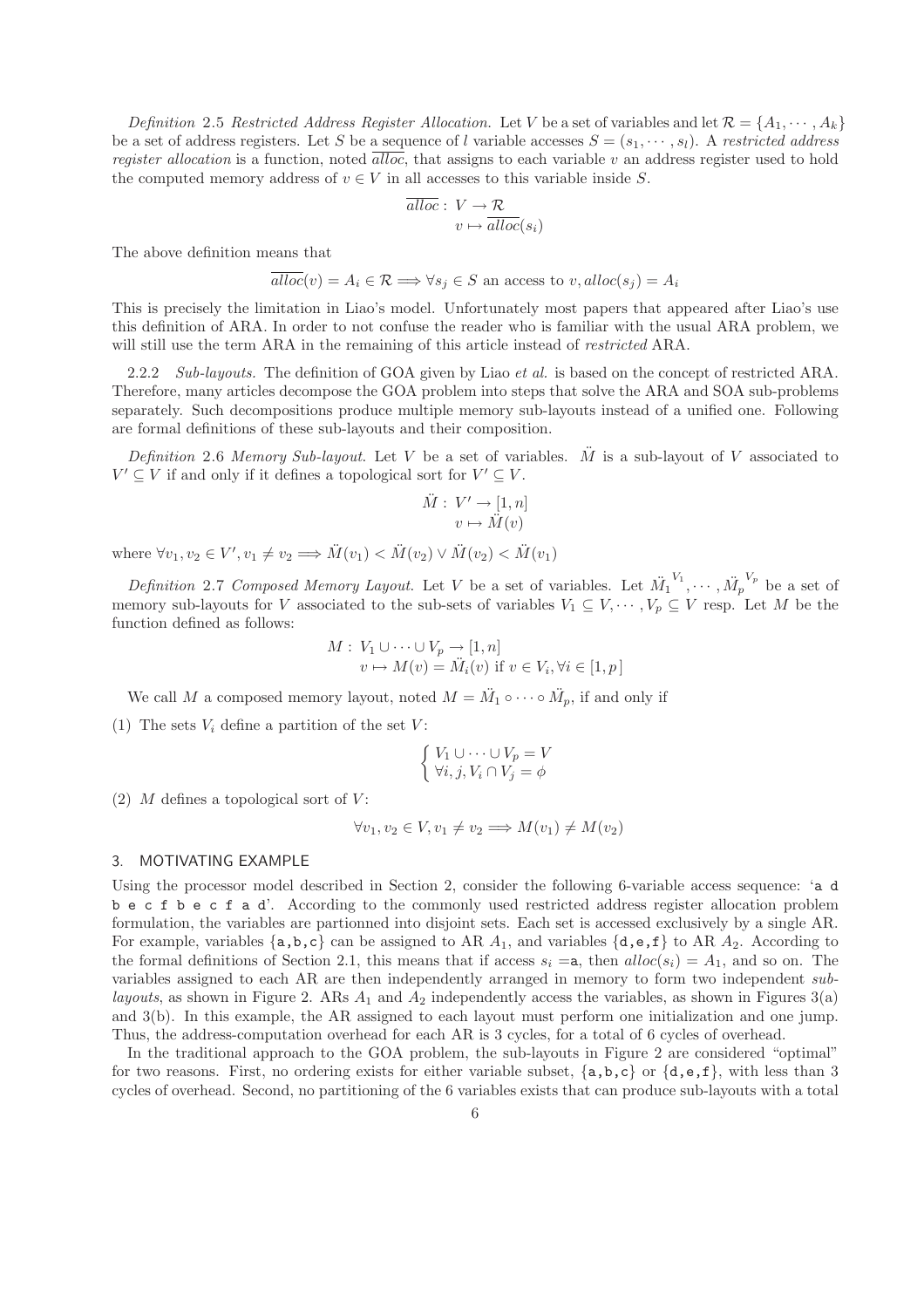*Definition* 2.5 *Restricted Address Register Allocation.* Let $V$ be a set of variables and let $\mathcal{R} = \{A_1, \cdots, A_k\}$ be a set of address registers. Let $S$ be a sequence of $l$ variable accesses $S = (s_1, \cdots, s_l)$. A *restricted address register allocation* is a function, noted $\overline{alloc}$, that assigns to each variable $v$ an address register used to hold the computed memory address of $v \in V$ in all accesses to this variable inside $S$.

$$\begin{aligned} \overline{alloc} :\ & V \to \mathcal{R} \\ & v \mapsto \overline{alloc}(s_i) \end{aligned}$$

The above definition means that

$$\overline{alloc}(v) = A_i \in \mathcal{R} \Longrightarrow \forall s_j \in S \text{ an access to } v, alloc(s_j) = A_i$$

This is precisely the limitation in Liao's model. Unfortunately most papers that appeared after Liao's use this definition of ARA. In order to not confuse the reader who is familiar with the usual ARA problem, we will still use the term ARA in the remaining of this article instead of *restricted* ARA.

2.2.2 *Sub-layouts.* The definition of GOA given by Liao *et al.* is based on the concept of restricted ARA. Therefore, many articles decompose the GOA problem into steps that solve the ARA and SOA sub-problems separately. Such decompositions produce multiple memory sub-layouts instead of a unified one. Following are formal definitions of these sub-layouts and their composition.

*Definition* 2.6 *Memory Sub-layout.* Let $V$ be a set of variables. $\ddot{M}$ is a sub-layout of $V$ associated to $V' \subseteq V$ if and only if it defines a topological sort for $V' \subseteq V$.

$$\begin{aligned} \ddot{M} :\ & V' \to [1, n] \\ & v \mapsto \ddot{M}(v) \end{aligned}$$

where $\forall v_1, v_2 \in V', v_1 \neq v_2 \Longrightarrow \ddot{M}(v_1) < \ddot{M}(v_2) \vee \ddot{M}(v_2) < \ddot{M}(v_1)$

*Definition* 2.7 *Composed Memory Layout.* Let $V$ be a set of variables. Let $\ddot{M}_1^{V_1}, \cdots, \ddot{M}_p^{V_p}$ be a set of memory sub-layouts for $V$ associated to the sub-sets of variables $V_1 \subseteq V, \cdots, V_p \subseteq V$ resp. Let $M$ be the function defined as follows:

$$\begin{aligned} M :\ & V_1 \cup \cdots \cup V_p \to [1, n] \\ & v \mapsto M(v) = \ddot{M}_i(v) \text{ if } v \in V_i, \forall i \in [1, p] \end{aligned}$$

We call $M$ a composed memory layout, noted $M = \ddot{M}_1 \circ \cdots \circ \ddot{M}_p$, if and only if

(1) The sets $V_i$ define a partition of the set $V$:

$$\begin{cases} V_1 \cup \cdots \cup V_p = V \\ \forall i, j, V_i \cap V_j = \phi \end{cases}$$

(2) $M$ defines a topological sort of $V$:

$$\forall v_1, v_2 \in V, v_1 \neq v_2 \Longrightarrow M(v_1) \neq M(v_2)$$

## 3. MOTIVATING EXAMPLE

Using the processor model described in Section 2, consider the following 6-variable access sequence: '`a d b e c f b e c f a d`'. According to the commonly used restricted address register allocation problem formulation, the variables are partionned into disjoint sets. Each set is accessed exclusively by a single AR. For example, variables {`a`,`b`,`c`} can be assigned to AR $A_1$, and variables {`d`,`e`,`f`} to AR $A_2$. According to the formal definitions of Section 2.1, this means that if access $s_i$ =`a`, then $alloc(s_i) = A_1$, and so on. The variables assigned to each AR are then independently arranged in memory to form two independent *sub-layouts*, as shown in Figure 2. ARs $A_1$ and $A_2$ independently access the variables, as shown in Figures 3(a) and 3(b). In this example, the AR assigned to each layout must perform one initialization and one jump. Thus, the address-computation overhead for each AR is 3 cycles, for a total of 6 cycles of overhead.

In the traditional approach to the GOA problem, the sub-layouts in Figure 2 are considered "optimal" for two reasons. First, no ordering exists for either variable subset, {`a`,`b`,`c`} or {`d`,`e`,`f`}, with less than 3 cycles of overhead. Second, no partitioning of the 6 variables exists that can produce sub-layouts with a total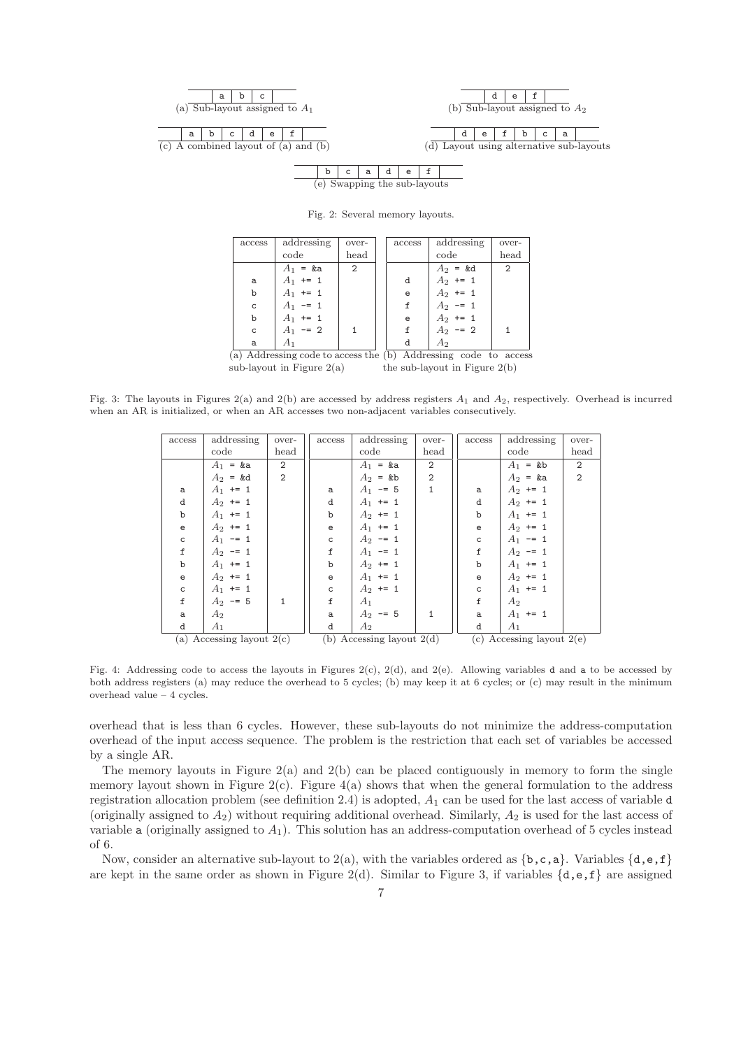| | a | b | c | |
|---|---|---|---|---|

(a) Sub-layout assigned to $A_1$

| | d | e | f | |
|---|---|---|---|---|

(b) Sub-layout assigned to $A_2$

| | a | b | c | d | e | f | |
|---|---|---|---|---|---|---|---|

(c) A combined layout of (a) and (b)

| | d | e | f | b | c | a | |
|---|---|---|---|---|---|---|---|

(d) Layout using alternative sub-layouts

| | b | c | a | d | e | f | |
|---|---|---|---|---|---|---|---|

(e) Swapping the sub-layouts

Fig. 2: Several memory layouts.

| access | addressing code | over-head |
|---|---|---|
| | $A_1$ = &a | 2 |
| a | $A_1$ += 1 | |
| b | $A_1$ += 1 | |
| c | $A_1$ -= 1 | |
| b | $A_1$ += 1 | |
| c | $A_1$ -= 2 | 1 |
| a | $A_1$ | |

(a) Addressing code to access the sub-layout in Figure 2(a)

| access | addressing code | over-head |
|---|---|---|
| | $A_2$ = &d | 2 |
| d | $A_2$ += 1 | |
| e | $A_2$ += 1 | |
| f | $A_2$ -= 1 | |
| e | $A_2$ += 1 | |
| f | $A_2$ -= 2 | 1 |
| d | $A_2$ | |

(b) Addressing code to access the sub-layout in Figure 2(b)

Fig. 3: The layouts in Figures 2(a) and 2(b) are accessed by address registers $A_1$ and $A_2$, respectively. Overhead is incurred when an AR is initialized, or when an AR accesses two non-adjacent variables consecutively.

| access | addressing code | over-head |
|---|---|---|
| | $A_1$ = &a | 2 |
| | $A_2$ = &d | 2 |
| a | $A_1$ += 1 | |
| d | $A_2$ += 1 | |
| b | $A_1$ += 1 | |
| e | $A_2$ += 1 | |
| c | $A_1$ -= 1 | |
| f | $A_2$ -= 1 | |
| b | $A_1$ += 1 | |
| e | $A_2$ += 1 | |
| c | $A_1$ += 1 | |
| f | $A_2$ -= 5 | 1 |
| a | $A_2$ | |
| d | $A_1$ | |

(a) Accessing layout 2(c)

| access | addressing code | over-head |
|---|---|---|
| | $A_1$ = &a | 2 |
| | $A_2$ = &b | 2 |
| a | $A_1$ -= 5 | 1 |
| d | $A_1$ += 1 | |
| b | $A_2$ += 1 | |
| e | $A_1$ += 1 | |
| c | $A_2$ -= 1 | |
| f | $A_1$ -= 1 | |
| b | $A_2$ += 1 | |
| e | $A_1$ += 1 | |
| c | $A_2$ += 1 | |
| f | $A_1$ | |
| a | $A_2$ -= 5 | 1 |
| d | $A_2$ | |

(b) Accessing layout 2(d)

| access | addressing code | over-head |
|---|---|---|
| | $A_1$ = &b | 2 |
| | $A_2$ = &a | 2 |
| a | $A_2$ += 1 | |
| d | $A_2$ += 1 | |
| b | $A_1$ += 1 | |
| e | $A_2$ += 1 | |
| c | $A_1$ -= 1 | |
| f | $A_2$ -= 1 | |
| b | $A_1$ += 1 | |
| e | $A_2$ += 1 | |
| c | $A_1$ += 1 | |
| f | $A_2$ | |
| a | $A_1$ += 1 | |
| d | $A_1$ | |

(c) Accessing layout 2(e)

Fig. 4: Addressing code to access the layouts in Figures 2(c), 2(d), and 2(e). Allowing variables d and a to be accessed by both address registers (a) may reduce the overhead to 5 cycles; (b) may keep it at 6 cycles; or (c) may result in the minimum overhead value – 4 cycles.

overhead that is less than 6 cycles. However, these sub-layouts do not minimize the address-computation overhead of the input access sequence. The problem is the restriction that each set of variables be accessed by a single AR.

The memory layouts in Figure 2(a) and 2(b) can be placed contiguously in memory to form the single memory layout shown in Figure 2(c). Figure 4(a) shows that when the general formulation to the address registration allocation problem (see definition 2.4) is adopted, $A_1$ can be used for the last access of variable d (originally assigned to $A_2$) without requiring additional overhead. Similarly, $A_2$ is used for the last access of variable a (originally assigned to $A_1$). This solution has an address-computation overhead of 5 cycles instead of 6.

Now, consider an alternative sub-layout to 2(a), with the variables ordered as {b,c,a}. Variables {d,e,f} are kept in the same order as shown in Figure 2(d). Similar to Figure 3, if variables {d,e,f} are assigned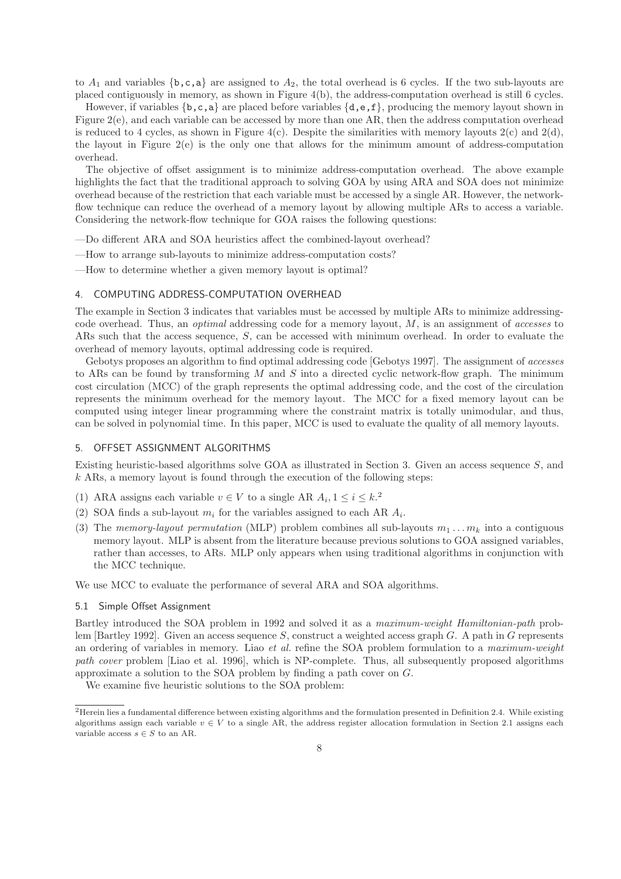to $A_1$ and variables {b,c,a} are assigned to $A_2$, the total overhead is 6 cycles. If the two sub-layouts are placed contiguously in memory, as shown in Figure 4(b), the address-computation overhead is still 6 cycles.

However, if variables {b,c,a} are placed before variables {d,e,f}, producing the memory layout shown in Figure 2(e), and each variable can be accessed by more than one AR, then the address computation overhead is reduced to 4 cycles, as shown in Figure 4(c). Despite the similarities with memory layouts 2(c) and 2(d), the layout in Figure 2(e) is the only one that allows for the minimum amount of address-computation overhead.

The objective of offset assignment is to minimize address-computation overhead. The above example highlights the fact that the traditional approach to solving GOA by using ARA and SOA does not minimize overhead because of the restriction that each variable must be accessed by a single AR. However, the network-flow technique can reduce the overhead of a memory layout by allowing multiple ARs to access a variable. Considering the network-flow technique for GOA raises the following questions:

—Do different ARA and SOA heuristics affect the combined-layout overhead?

—How to arrange sub-layouts to minimize address-computation costs?

—How to determine whether a given memory layout is optimal?

## 4. COMPUTING ADDRESS-COMPUTATION OVERHEAD

The example in Section 3 indicates that variables must be accessed by multiple ARs to minimize addressing-code overhead. Thus, an *optimal* addressing code for a memory layout, $M$, is an assignment of *accesses* to ARs such that the access sequence, $S$, can be accessed with minimum overhead. In order to evaluate the overhead of memory layouts, optimal addressing code is required.

Gebotys proposes an algorithm to find optimal addressing code [Gebotys 1997]. The assignment of *accesses* to ARs can be found by transforming $M$ and $S$ into a directed cyclic network-flow graph. The minimum cost circulation (MCC) of the graph represents the optimal addressing code, and the cost of the circulation represents the minimum overhead for the memory layout. The MCC for a fixed memory layout can be computed using integer linear programming where the constraint matrix is totally unimodular, and thus, can be solved in polynomial time. In this paper, MCC is used to evaluate the quality of all memory layouts.

## 5. OFFSET ASSIGNMENT ALGORITHMS

Existing heuristic-based algorithms solve GOA as illustrated in Section 3. Given an access sequence $S$, and $k$ ARs, a memory layout is found through the execution of the following steps:

(1) ARA assigns each variable $v \in V$ to a single AR $A_i, 1 \leq i \leq k$.[2]

(2) SOA finds a sub-layout $m_i$ for the variables assigned to each AR $A_i$.

(3) The *memory-layout permutation* (MLP) problem combines all sub-layouts $m_1 \ldots m_k$ into a contiguous memory layout. MLP is absent from the literature because previous solutions to GOA assigned variables, rather than accesses, to ARs. MLP only appears when using traditional algorithms in conjunction with the MCC technique.

We use MCC to evaluate the performance of several ARA and SOA algorithms.

### 5.1 Simple Offset Assignment

Bartley introduced the SOA problem in 1992 and solved it as a *maximum-weight Hamiltonian-path* problem [Bartley 1992]. Given an access sequence $S$, construct a weighted access graph $G$. A path in $G$ represents an ordering of variables in memory. Liao *et al.* refine the SOA problem formulation to a *maximum-weight path cover* problem [Liao et al. 1996], which is NP-complete. Thus, all subsequently proposed algorithms approximate a solution to the SOA problem by finding a path cover on $G$.

We examine five heuristic solutions to the SOA problem:

[2] Herein lies a fundamental difference between existing algorithms and the formulation presented in Definition 2.4. While existing algorithms assign each variable $v \in V$ to a single AR, the address register allocation formulation in Section 2.1 assigns each variable access $s \in S$ to an AR.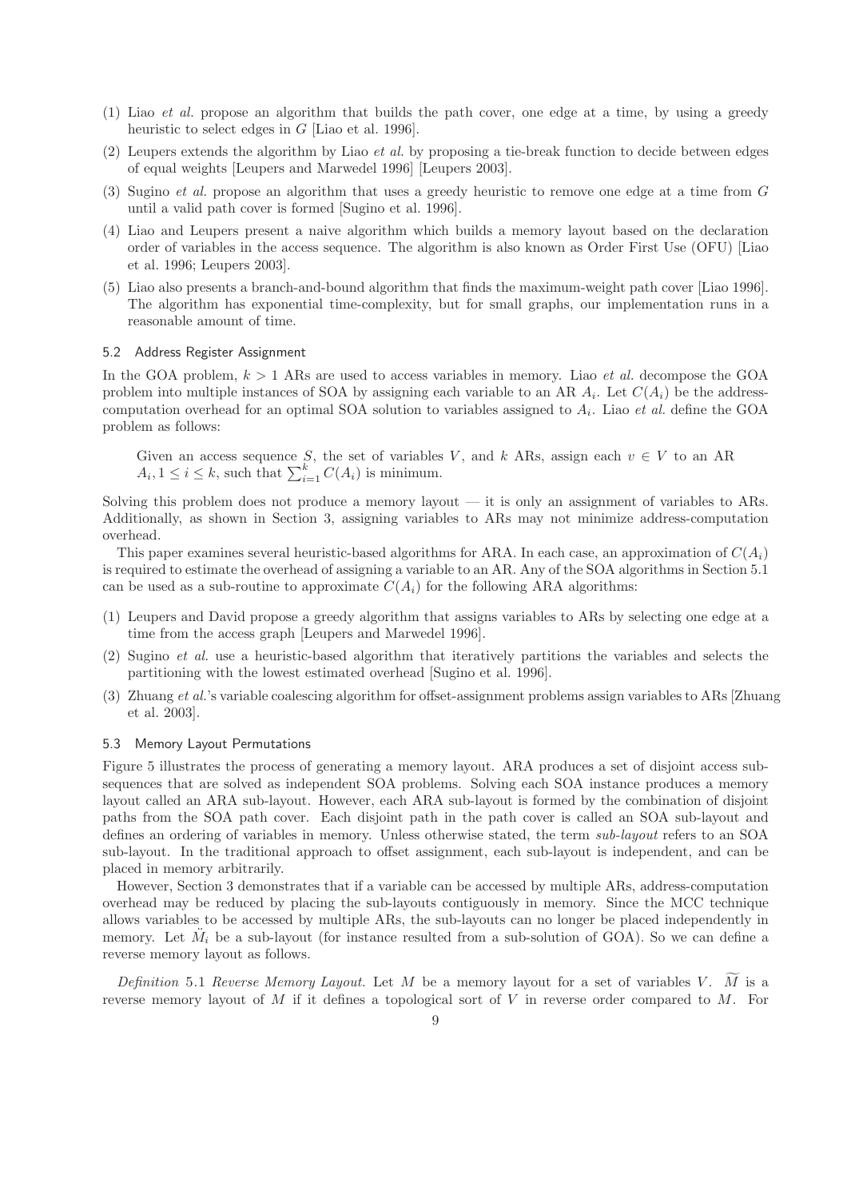(1) Liao *et al.* propose an algorithm that builds the path cover, one edge at a time, by using a greedy heuristic to select edges in $G$ [Liao et al. 1996].

(2) Leupers extends the algorithm by Liao *et al.* by proposing a tie-break function to decide between edges of equal weights [Leupers and Marwedel 1996] [Leupers 2003].

(3) Sugino *et al.* propose an algorithm that uses a greedy heuristic to remove one edge at a time from $G$ until a valid path cover is formed [Sugino et al. 1996].

(4) Liao and Leupers present a naive algorithm which builds a memory layout based on the declaration order of variables in the access sequence. The algorithm is also known as Order First Use (OFU) [Liao et al. 1996; Leupers 2003].

(5) Liao also presents a branch-and-bound algorithm that finds the maximum-weight path cover [Liao 1996]. The algorithm has exponential time-complexity, but for small graphs, our implementation runs in a reasonable amount of time.

### 5.2 Address Register Assignment

In the GOA problem, $k > 1$ ARs are used to access variables in memory. Liao *et al.* decompose the GOA problem into multiple instances of SOA by assigning each variable to an AR $A_i$. Let $C(A_i)$ be the address-computation overhead for an optimal SOA solution to variables assigned to $A_i$. Liao *et al.* define the GOA problem as follows:

> Given an access sequence $S$, the set of variables $V$, and $k$ ARs, assign each $v \in V$ to an AR $A_i, 1 \leq i \leq k$, such that $\sum_{i=1}^{k} C(A_i)$ is minimum.

Solving this problem does not produce a memory layout — it is only an assignment of variables to ARs. Additionally, as shown in Section 3, assigning variables to ARs may not minimize address-computation overhead.

This paper examines several heuristic-based algorithms for ARA. In each case, an approximation of $C(A_i)$ is required to estimate the overhead of assigning a variable to an AR. Any of the SOA algorithms in Section 5.1 can be used as a sub-routine to approximate $C(A_i)$ for the following ARA algorithms:

(1) Leupers and David propose a greedy algorithm that assigns variables to ARs by selecting one edge at a time from the access graph [Leupers and Marwedel 1996].

(2) Sugino *et al.* use a heuristic-based algorithm that iteratively partitions the variables and selects the partitioning with the lowest estimated overhead [Sugino et al. 1996].

(3) Zhuang *et al.*'s variable coalescing algorithm for offset-assignment problems assign variables to ARs [Zhuang et al. 2003].

### 5.3 Memory Layout Permutations

Figure 5 illustrates the process of generating a memory layout. ARA produces a set of disjoint access sub-sequences that are solved as independent SOA problems. Solving each SOA instance produces a memory layout called an ARA sub-layout. However, each ARA sub-layout is formed by the combination of disjoint paths from the SOA path cover. Each disjoint path in the path cover is called an SOA sub-layout and defines an ordering of variables in memory. Unless otherwise stated, the term *sub-layout* refers to an SOA sub-layout. In the traditional approach to offset assignment, each sub-layout is independent, and can be placed in memory arbitrarily.

However, Section 3 demonstrates that if a variable can be accessed by multiple ARs, address-computation overhead may be reduced by placing the sub-layouts contiguously in memory. Since the MCC technique allows variables to be accessed by multiple ARs, the sub-layouts can no longer be placed independently in memory. Let $\ddot{M}_i$ be a sub-layout (for instance resulted from a sub-solution of GOA). So we can define a reverse memory layout as follows.

*Definition* 5.1 *Reverse Memory Layout.* Let $M$ be a memory layout for a set of variables $V$. $\widetilde{M}$ is a reverse memory layout of $M$ if it defines a topological sort of $V$ in reverse order compared to $M$. For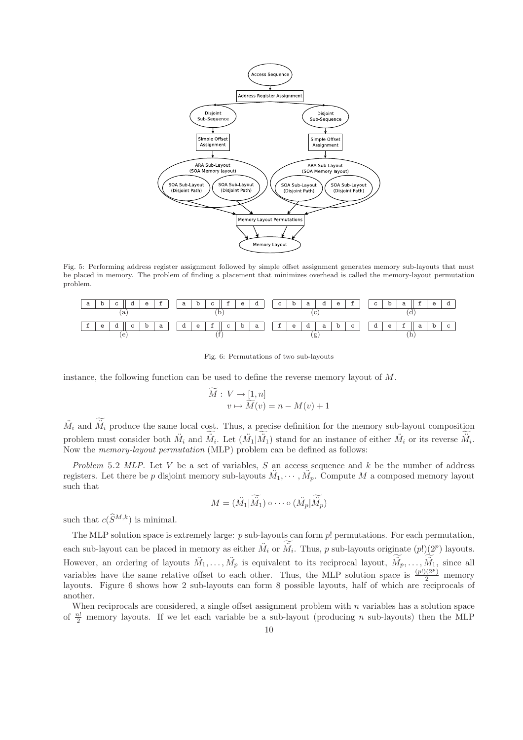Access Sequence

Address Register Assignment

Disjoint Sub-Sequence

Disjoint Sub-Sequence

Simple Offset Assignment

Simple Offset Assignment

ARA Sub-Layout (SOA Memory layout)

SOA Sub-Layout (Disjoint Path)

SOA Sub-Layout (Disjoint Path)

ARA Sub-Layout (SOA Memory layout)

SOA Sub-Layout (Disjoint Path)

SOA Sub-Layout (Disjoint Path)

Memory Layout Permutations

Memory Layout

Fig. 5: Performing address register assignment followed by simple offset assignment generates memory sub-layouts that must be placed in memory. The problem of finding a placement that minimizes overhead is called the memory-layout permutation problem.

a b c ‖ d e f
(a)

a b c ‖ f e d
(b)

c b a ‖ d e f
(c)

c b a ‖ f e d
(d)

f e d ‖ c b a
(e)

d e f ‖ c b a
(f)

f e d ‖ a b c
(g)

d e f ‖ a b c
(h)

Fig. 6: Permutations of two sub-layouts

instance, the following function can be used to define the reverse memory layout of $M$.

$$\widetilde{M}: V \to [1, n]$$
$$v \mapsto \widetilde{M}(v) = n - M(v) + 1$$

$\ddot{M}_i$ and $\widetilde{\ddot{M}_i}$ produce the same local cost. Thus, a precise definition for the memory sub-layout composition problem must consider both $\ddot{M}_i$ and $\widetilde{\ddot{M}_i}$. Let $(\ddot{M}_1|\widetilde{\ddot{M}_1})$ stand for an instance of either $\ddot{M}_i$ or its reverse $\widetilde{\ddot{M}_i}$. Now the *memory-layout permutation* (MLP) problem can be defined as follows:

*Problem* 5.2 *MLP.* Let $V$ be a set of variables, $S$ an access sequence and $k$ be the number of address registers. Let there be $p$ disjoint memory sub-layouts $\ddot{M}_1, \cdots, \ddot{M}_p$. Compute $M$ a composed memory layout such that

$$M = (\ddot{M}_1|\widetilde{\ddot{M}_1}) \circ \cdots \circ (\ddot{M}_p|\widetilde{\ddot{M}_p})$$

such that $c(\widehat{S}^{M,k})$ is minimal.

The MLP solution space is extremely large: $p$ sub-layouts can form $p!$ permutations. For each permutation, each sub-layout can be placed in memory as either $\ddot{M}_i$ or $\widetilde{\ddot{M}_i}$. Thus, $p$ sub-layouts originate $(p!)(2^p)$ layouts. However, an ordering of layouts $\ddot{M}_1, \ldots, \ddot{M}_p$ is equivalent to its reciprocal layout, $\widetilde{\ddot{M}_p}, \ldots, \widetilde{\ddot{M}_1}$, since all variables have the same relative offset to each other. Thus, the MLP solution space is $\frac{(p!)(2^p)}{2}$ memory layouts. Figure 6 shows how 2 sub-layouts can form 8 possible layouts, half of which are reciprocals of another.

When reciprocals are considered, a single offset assignment problem with $n$ variables has a solution space of $\frac{n!}{2}$ memory layouts. If we let each variable be a sub-layout (producing $n$ sub-layouts) then the MLP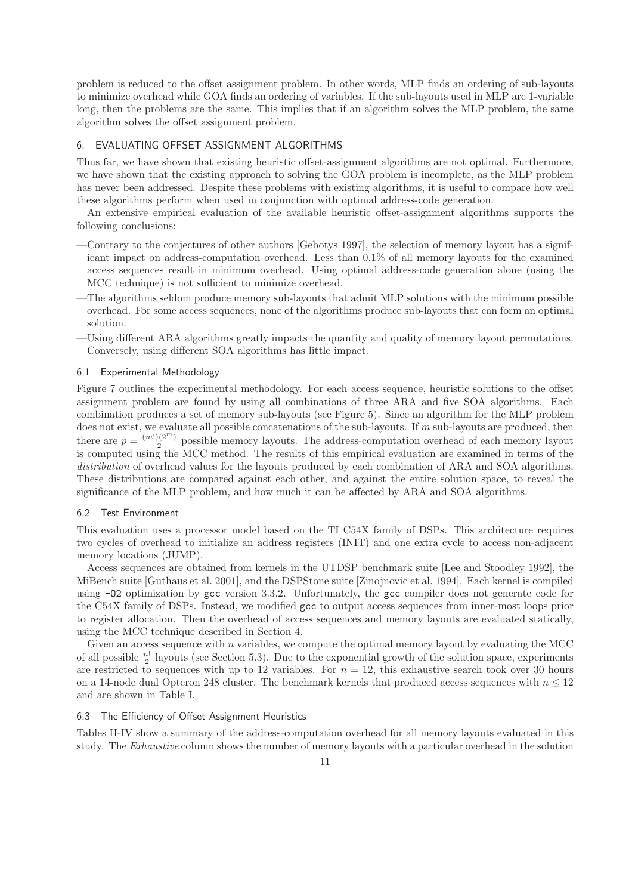problem is reduced to the offset assignment problem. In other words, MLP finds an ordering of sub-layouts to minimize overhead while GOA finds an ordering of variables. If the sub-layouts used in MLP are 1-variable long, then the problems are the same. This implies that if an algorithm solves the MLP problem, the same algorithm solves the offset assignment problem.

## 6. EVALUATING OFFSET ASSIGNMENT ALGORITHMS

Thus far, we have shown that existing heuristic offset-assignment algorithms are not optimal. Furthermore, we have shown that the existing approach to solving the GOA problem is incomplete, as the MLP problem has never been addressed. Despite these problems with existing algorithms, it is useful to compare how well these algorithms perform when used in conjunction with optimal address-code generation.

An extensive empirical evaluation of the available heuristic offset-assignment algorithms supports the following conclusions:

—Contrary to the conjectures of other authors [Gebotys 1997], the selection of memory layout has a significant impact on address-computation overhead. Less than 0.1% of all memory layouts for the examined access sequences result in minimum overhead. Using optimal address-code generation alone (using the MCC technique) is not sufficient to minimize overhead.

—The algorithms seldom produce memory sub-layouts that admit MLP solutions with the minimum possible overhead. For some access sequences, none of the algorithms produce sub-layouts that can form an optimal solution.

—Using different ARA algorithms greatly impacts the quantity and quality of memory layout permutations. Conversely, using different SOA algorithms has little impact.

### 6.1 Experimental Methodology

Figure 7 outlines the experimental methodology. For each access sequence, heuristic solutions to the offset assignment problem are found by using all combinations of three ARA and five SOA algorithms. Each combination produces a set of memory sub-layouts (see Figure 5). Since an algorithm for the MLP problem does not exist, we evaluate all possible concatenations of the sub-layouts. If $m$ sub-layouts are produced, then there are $p = \frac{(m!)(2^m)}{2}$ possible memory layouts. The address-computation overhead of each memory layout is computed using the MCC method. The results of this empirical evaluation are examined in terms of the *distribution* of overhead values for the layouts produced by each combination of ARA and SOA algorithms. These distributions are compared against each other, and against the entire solution space, to reveal the significance of the MLP problem, and how much it can be affected by ARA and SOA algorithms.

### 6.2 Test Environment

This evaluation uses a processor model based on the TI C54X family of DSPs. This architecture requires two cycles of overhead to initialize an address registers (INIT) and one extra cycle to access non-adjacent memory locations (JUMP).

Access sequences are obtained from kernels in the UTDSP benchmark suite [Lee and Stoodley 1992], the MiBench suite [Guthaus et al. 2001], and the DSPStone suite [Zinojnovic et al. 1994]. Each kernel is compiled using `-O2` optimization by `gcc` version 3.3.2. Unfortunately, the `gcc` compiler does not generate code for the C54X family of DSPs. Instead, we modified `gcc` to output access sequences from inner-most loops prior to register allocation. Then the overhead of access sequences and memory layouts are evaluated statically, using the MCC technique described in Section 4.

Given an access sequence with $n$ variables, we compute the optimal memory layout by evaluating the MCC of all possible $\frac{n!}{2}$ layouts (see Section 5.3). Due to the exponential growth of the solution space, experiments are restricted to sequences with up to 12 variables. For $n = 12$, this exhaustive search took over 30 hours on a 14-node dual Opteron 248 cluster. The benchmark kernels that produced access sequences with $n \leq 12$ and are shown in Table I.

### 6.3 The Efficiency of Offset Assignment Heuristics

Tables II-IV show a summary of the address-computation overhead for all memory layouts evaluated in this study. The *Exhaustive* column shows the number of memory layouts with a particular overhead in the solution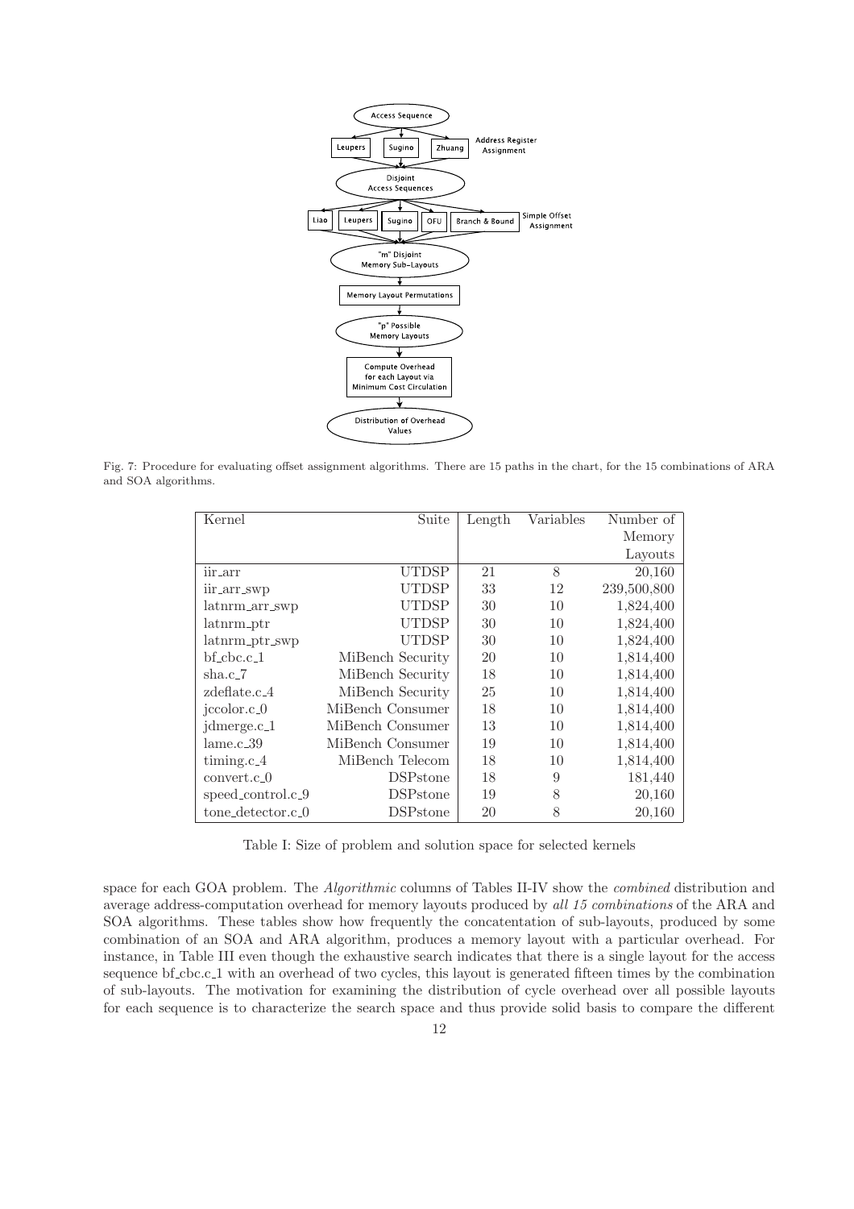Access Sequence

Leupers

Sugino

Zhuang

Address Register Assignment

Disjoint Access Sequences

Liao

Leupers

Sugino

OFU

Branch & Bound

Simple Offset Assignment

"m" Disjoint Memory Sub-Layouts

Memory Layout Permutations

"p" Possible Memory Layouts

Compute Overhead for each Layout via Minimum Cost Circulation

Distribution of Overhead Values

Fig. 7: Procedure for evaluating offset assignment algorithms. There are 15 paths in the chart, for the 15 combinations of ARA and SOA algorithms.

| Kernel | Suite | Length | Variables | Number of Memory Layouts |
|---|---|---|---|---|
| iir_arr | UTDSP | 21 | 8 | 20,160 |
| iir_arr_swp | UTDSP | 33 | 12 | 239,500,800 |
| latnrm_arr_swp | UTDSP | 30 | 10 | 1,824,400 |
| latnrm_ptr | UTDSP | 30 | 10 | 1,824,400 |
| latnrm_ptr_swp | UTDSP | 30 | 10 | 1,824,400 |
| bf_cbc.c_1 | MiBench Security | 20 | 10 | 1,814,400 |
| sha.c_7 | MiBench Security | 18 | 10 | 1,814,400 |
| zdeflate.c_4 | MiBench Security | 25 | 10 | 1,814,400 |
| jccolor.c_0 | MiBench Consumer | 18 | 10 | 1,814,400 |
| jdmerge.c_1 | MiBench Consumer | 13 | 10 | 1,814,400 |
| lame.c_39 | MiBench Consumer | 19 | 10 | 1,814,400 |
| timing.c_4 | MiBench Telecom | 18 | 10 | 1,814,400 |
| convert.c_0 | DSPstone | 18 | 9 | 181,440 |
| speed_control.c_9 | DSPstone | 19 | 8 | 20,160 |
| tone_detector.c_0 | DSPstone | 20 | 8 | 20,160 |

Table I: Size of problem and solution space for selected kernels

space for each GOA problem. The *Algorithmic* columns of Tables II-IV show the *combined* distribution and average address-computation overhead for memory layouts produced by *all 15 combinations* of the ARA and SOA algorithms. These tables show how frequently the concatentation of sub-layouts, produced by some combination of an SOA and ARA algorithm, produces a memory layout with a particular overhead. For instance, in Table III even though the exhaustive search indicates that there is a single layout for the access sequence bf_cbc.c_1 with an overhead of two cycles, this layout is generated fifteen times by the combination of sub-layouts. The motivation for examining the distribution of cycle overhead over all possible layouts for each sequence is to characterize the search space and thus provide solid basis to compare the different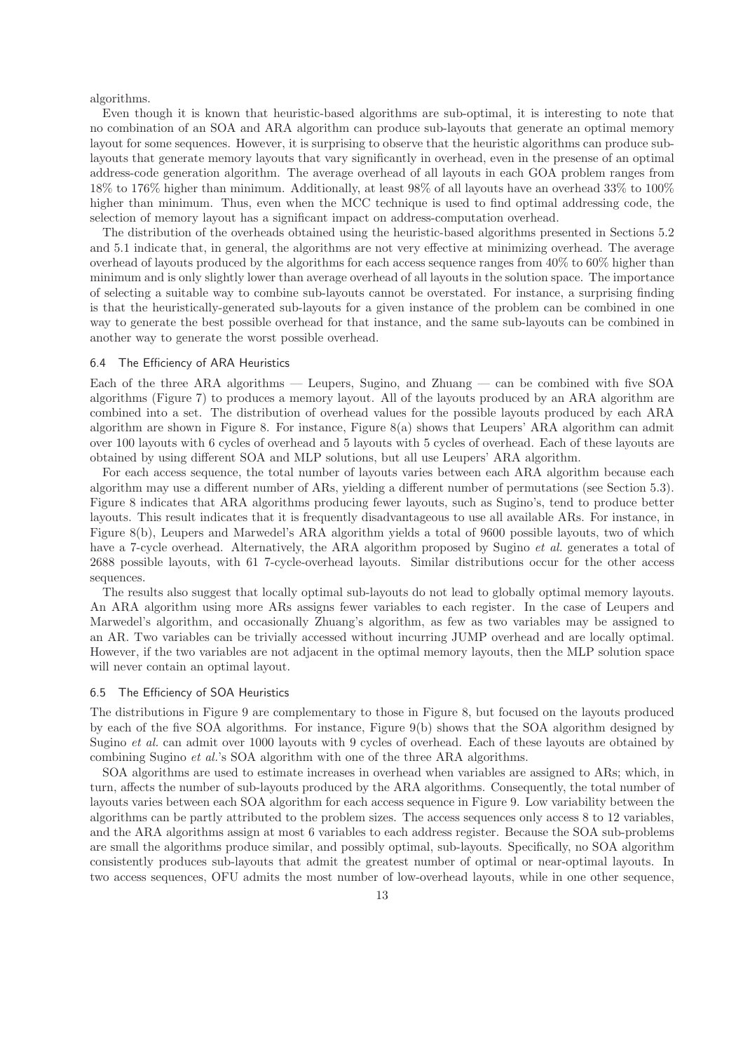algorithms.

Even though it is known that heuristic-based algorithms are sub-optimal, it is interesting to note that no combination of an SOA and ARA algorithm can produce sub-layouts that generate an optimal memory layout for some sequences. However, it is surprising to observe that the heuristic algorithms can produce sub-layouts that generate memory layouts that vary significantly in overhead, even in the presense of an optimal address-code generation algorithm. The average overhead of all layouts in each GOA problem ranges from 18% to 176% higher than minimum. Additionally, at least 98% of all layouts have an overhead 33% to 100% higher than minimum. Thus, even when the MCC technique is used to find optimal addressing code, the selection of memory layout has a significant impact on address-computation overhead.

The distribution of the overheads obtained using the heuristic-based algorithms presented in Sections 5.2 and 5.1 indicate that, in general, the algorithms are not very effective at minimizing overhead. The average overhead of layouts produced by the algorithms for each access sequence ranges from 40% to 60% higher than minimum and is only slightly lower than average overhead of all layouts in the solution space. The importance of selecting a suitable way to combine sub-layouts cannot be overstated. For instance, a surprising finding is that the heuristically-generated sub-layouts for a given instance of the problem can be combined in one way to generate the best possible overhead for that instance, and the same sub-layouts can be combined in another way to generate the worst possible overhead.

### 6.4 The Efficiency of ARA Heuristics

Each of the three ARA algorithms — Leupers, Sugino, and Zhuang — can be combined with five SOA algorithms (Figure 7) to produces a memory layout. All of the layouts produced by an ARA algorithm are combined into a set. The distribution of overhead values for the possible layouts produced by each ARA algorithm are shown in Figure 8. For instance, Figure 8(a) shows that Leupers' ARA algorithm can admit over 100 layouts with 6 cycles of overhead and 5 layouts with 5 cycles of overhead. Each of these layouts are obtained by using different SOA and MLP solutions, but all use Leupers' ARA algorithm.

For each access sequence, the total number of layouts varies between each ARA algorithm because each algorithm may use a different number of ARs, yielding a different number of permutations (see Section 5.3). Figure 8 indicates that ARA algorithms producing fewer layouts, such as Sugino's, tend to produce better layouts. This result indicates that it is frequently disadvantageous to use all available ARs. For instance, in Figure 8(b), Leupers and Marwedel's ARA algorithm yields a total of 9600 possible layouts, two of which have a 7-cycle overhead. Alternatively, the ARA algorithm proposed by Sugino *et al.* generates a total of 2688 possible layouts, with 61 7-cycle-overhead layouts. Similar distributions occur for the other access sequences.

The results also suggest that locally optimal sub-layouts do not lead to globally optimal memory layouts. An ARA algorithm using more ARs assigns fewer variables to each register. In the case of Leupers and Marwedel's algorithm, and occasionally Zhuang's algorithm, as few as two variables may be assigned to an AR. Two variables can be trivially accessed without incurring JUMP overhead and are locally optimal. However, if the two variables are not adjacent in the optimal memory layouts, then the MLP solution space will never contain an optimal layout.

### 6.5 The Efficiency of SOA Heuristics

The distributions in Figure 9 are complementary to those in Figure 8, but focused on the layouts produced by each of the five SOA algorithms. For instance, Figure 9(b) shows that the SOA algorithm designed by Sugino *et al.* can admit over 1000 layouts with 9 cycles of overhead. Each of these layouts are obtained by combining Sugino *et al.*'s SOA algorithm with one of the three ARA algorithms.

SOA algorithms are used to estimate increases in overhead when variables are assigned to ARs; which, in turn, affects the number of sub-layouts produced by the ARA algorithms. Consequently, the total number of layouts varies between each SOA algorithm for each access sequence in Figure 9. Low variability between the algorithms can be partly attributed to the problem sizes. The access sequences only access 8 to 12 variables, and the ARA algorithms assign at most 6 variables to each address register. Because the SOA sub-problems are small the algorithms produce similar, and possibly optimal, sub-layouts. Specifically, no SOA algorithm consistently produces sub-layouts that admit the greatest number of optimal or near-optimal layouts. In two access sequences, OFU admits the most number of low-overhead layouts, while in one other sequence,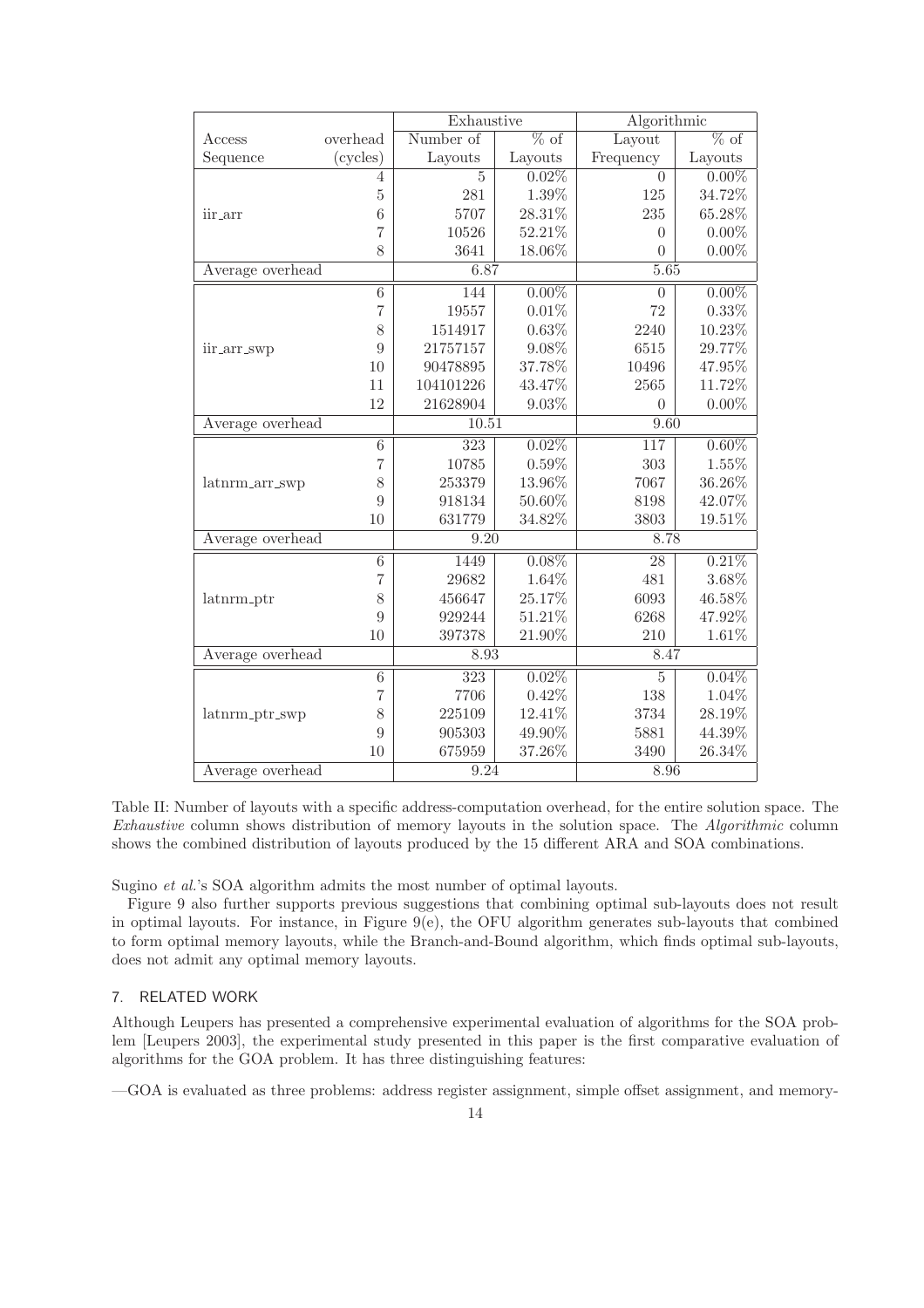| | | Exhaustive | | Algorithmic | |
|---|---|---|---|---|---|
| Access Sequence | overhead (cycles) | Number of Layouts | % of Layouts | Layout Frequency | % of Layouts |
| iir_arr | 4 | 5 | 0.02% | 0 | 0.00% |
| | 5 | 281 | 1.39% | 125 | 34.72% |
| | 6 | 5707 | 28.31% | 235 | 65.28% |
| | 7 | 10526 | 52.21% | 0 | 0.00% |
| | 8 | 3641 | 18.06% | 0 | 0.00% |
| Average overhead | | 6.87 | | 5.65 | |
| iir_arr_swp | 6 | 144 | 0.00% | 0 | 0.00% |
| | 7 | 19557 | 0.01% | 72 | 0.33% |
| | 8 | 1514917 | 0.63% | 2240 | 10.23% |
| | 9 | 21757157 | 9.08% | 6515 | 29.77% |
| | 10 | 90478895 | 37.78% | 10496 | 47.95% |
| | 11 | 104101226 | 43.47% | 2565 | 11.72% |
| | 12 | 21628904 | 9.03% | 0 | 0.00% |
| Average overhead | | 10.51 | | 9.60 | |
| latnrm_arr_swp | 6 | 323 | 0.02% | 117 | 0.60% |
| | 7 | 10785 | 0.59% | 303 | 1.55% |
| | 8 | 253379 | 13.96% | 7067 | 36.26% |
| | 9 | 918134 | 50.60% | 8198 | 42.07% |
| | 10 | 631779 | 34.82% | 3803 | 19.51% |
| Average overhead | | 9.20 | | 8.78 | |
| latnrm_ptr | 6 | 1449 | 0.08% | 28 | 0.21% |
| | 7 | 29682 | 1.64% | 481 | 3.68% |
| | 8 | 456647 | 25.17% | 6093 | 46.58% |
| | 9 | 929244 | 51.21% | 6268 | 47.92% |
| | 10 | 397378 | 21.90% | 210 | 1.61% |
| Average overhead | | 8.93 | | 8.47 | |
| latnrm_ptr_swp | 6 | 323 | 0.02% | 5 | 0.04% |
| | 7 | 7706 | 0.42% | 138 | 1.04% |
| | 8 | 225109 | 12.41% | 3734 | 28.19% |
| | 9 | 905303 | 49.90% | 5881 | 44.39% |
| | 10 | 675959 | 37.26% | 3490 | 26.34% |
| Average overhead | | 9.24 | | 8.96 | |

Table II: Number of layouts with a specific address-computation overhead, for the entire solution space. The *Exhaustive* column shows distribution of memory layouts in the solution space. The *Algorithmic* column shows the combined distribution of layouts produced by the 15 different ARA and SOA combinations.

Sugino *et al.*'s SOA algorithm admits the most number of optimal layouts.

Figure 9 also further supports previous suggestions that combining optimal sub-layouts does not result in optimal layouts. For instance, in Figure 9(e), the OFU algorithm generates sub-layouts that combined to form optimal memory layouts, while the Branch-and-Bound algorithm, which finds optimal sub-layouts, does not admit any optimal memory layouts.

## 7. RELATED WORK

Although Leupers has presented a comprehensive experimental evaluation of algorithms for the SOA problem [Leupers 2003], the experimental study presented in this paper is the first comparative evaluation of algorithms for the GOA problem. It has three distinguishing features:

—GOA is evaluated as three problems: address register assignment, simple offset assignment, and memory-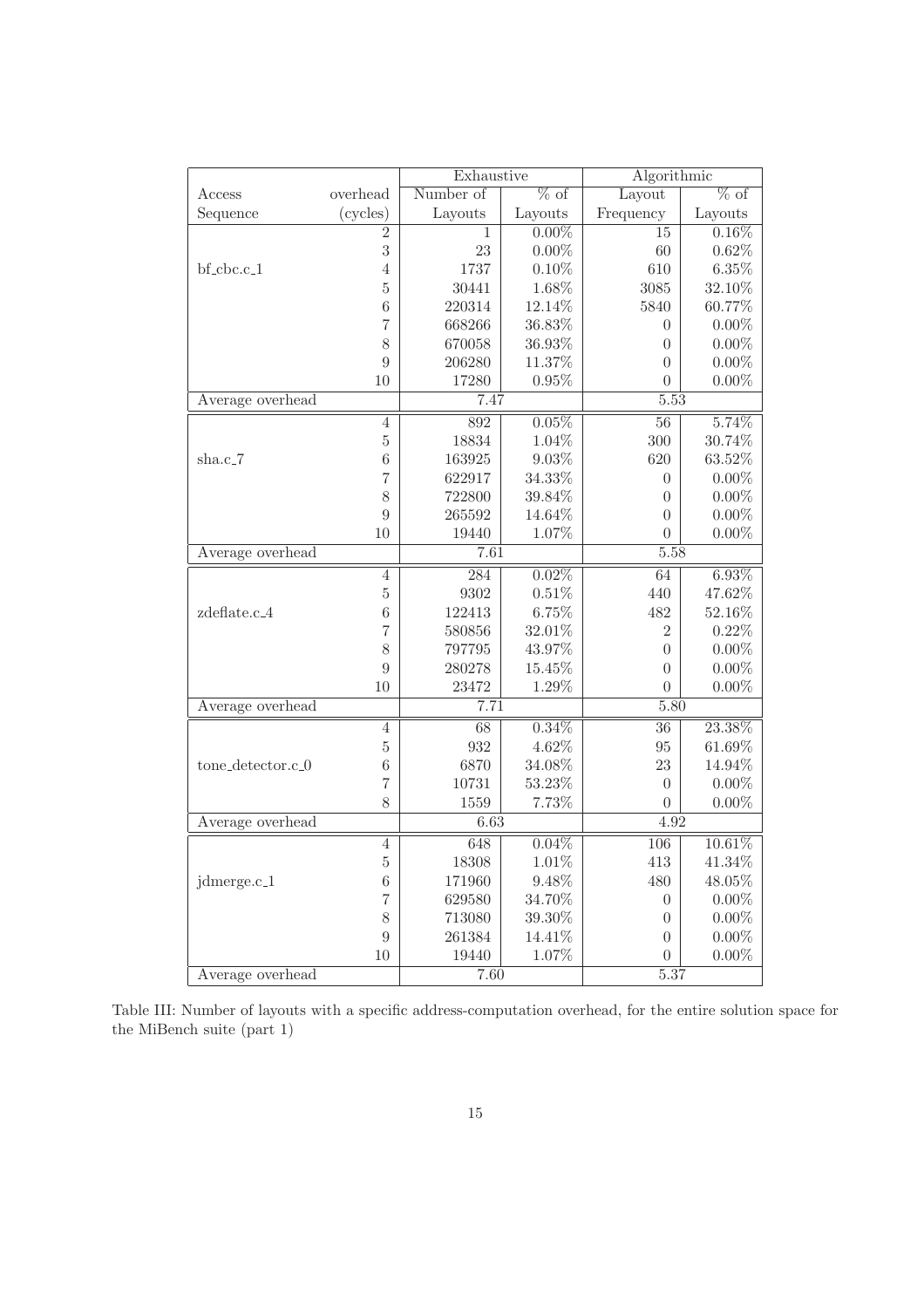| | | Exhaustive | | Algorithmic | |
|---|---|---|---|---|---|
| Access Sequence | overhead (cycles) | Number of Layouts | % of Layouts | Layout Frequency | % of Layouts |
| bf_cbc.c_1 | 2 | 1 | 0.00% | 15 | 0.16% |
| | 3 | 23 | 0.00% | 60 | 0.62% |
| | 4 | 1737 | 0.10% | 610 | 6.35% |
| | 5 | 30441 | 1.68% | 3085 | 32.10% |
| | 6 | 220314 | 12.14% | 5840 | 60.77% |
| | 7 | 668266 | 36.83% | 0 | 0.00% |
| | 8 | 670058 | 36.93% | 0 | 0.00% |
| | 9 | 206280 | 11.37% | 0 | 0.00% |
| | 10 | 17280 | 0.95% | 0 | 0.00% |
| Average overhead | | 7.47 | | 5.53 | |
| sha.c_7 | 4 | 892 | 0.05% | 56 | 5.74% |
| | 5 | 18834 | 1.04% | 300 | 30.74% |
| | 6 | 163925 | 9.03% | 620 | 63.52% |
| | 7 | 622917 | 34.33% | 0 | 0.00% |
| | 8 | 722800 | 39.84% | 0 | 0.00% |
| | 9 | 265592 | 14.64% | 0 | 0.00% |
| | 10 | 19440 | 1.07% | 0 | 0.00% |
| Average overhead | | 7.61 | | 5.58 | |
| zdeflate.c_4 | 4 | 284 | 0.02% | 64 | 6.93% |
| | 5 | 9302 | 0.51% | 440 | 47.62% |
| | 6 | 122413 | 6.75% | 482 | 52.16% |
| | 7 | 580856 | 32.01% | 2 | 0.22% |
| | 8 | 797795 | 43.97% | 0 | 0.00% |
| | 9 | 280278 | 15.45% | 0 | 0.00% |
| | 10 | 23472 | 1.29% | 0 | 0.00% |
| Average overhead | | 7.71 | | 5.80 | |
| tone_detector.c_0 | 4 | 68 | 0.34% | 36 | 23.38% |
| | 5 | 932 | 4.62% | 95 | 61.69% |
| | 6 | 6870 | 34.08% | 23 | 14.94% |
| | 7 | 10731 | 53.23% | 0 | 0.00% |
| | 8 | 1559 | 7.73% | 0 | 0.00% |
| Average overhead | | 6.63 | | 4.92 | |
| jdmerge.c_1 | 4 | 648 | 0.04% | 106 | 10.61% |
| | 5 | 18308 | 1.01% | 413 | 41.34% |
| | 6 | 171960 | 9.48% | 480 | 48.05% |
| | 7 | 629580 | 34.70% | 0 | 0.00% |
| | 8 | 713080 | 39.30% | 0 | 0.00% |
| | 9 | 261384 | 14.41% | 0 | 0.00% |
| | 10 | 19440 | 1.07% | 0 | 0.00% |
| Average overhead | | 7.60 | | 5.37 | |

Table III: Number of layouts with a specific address-computation overhead, for the entire solution space for the MiBench suite (part 1)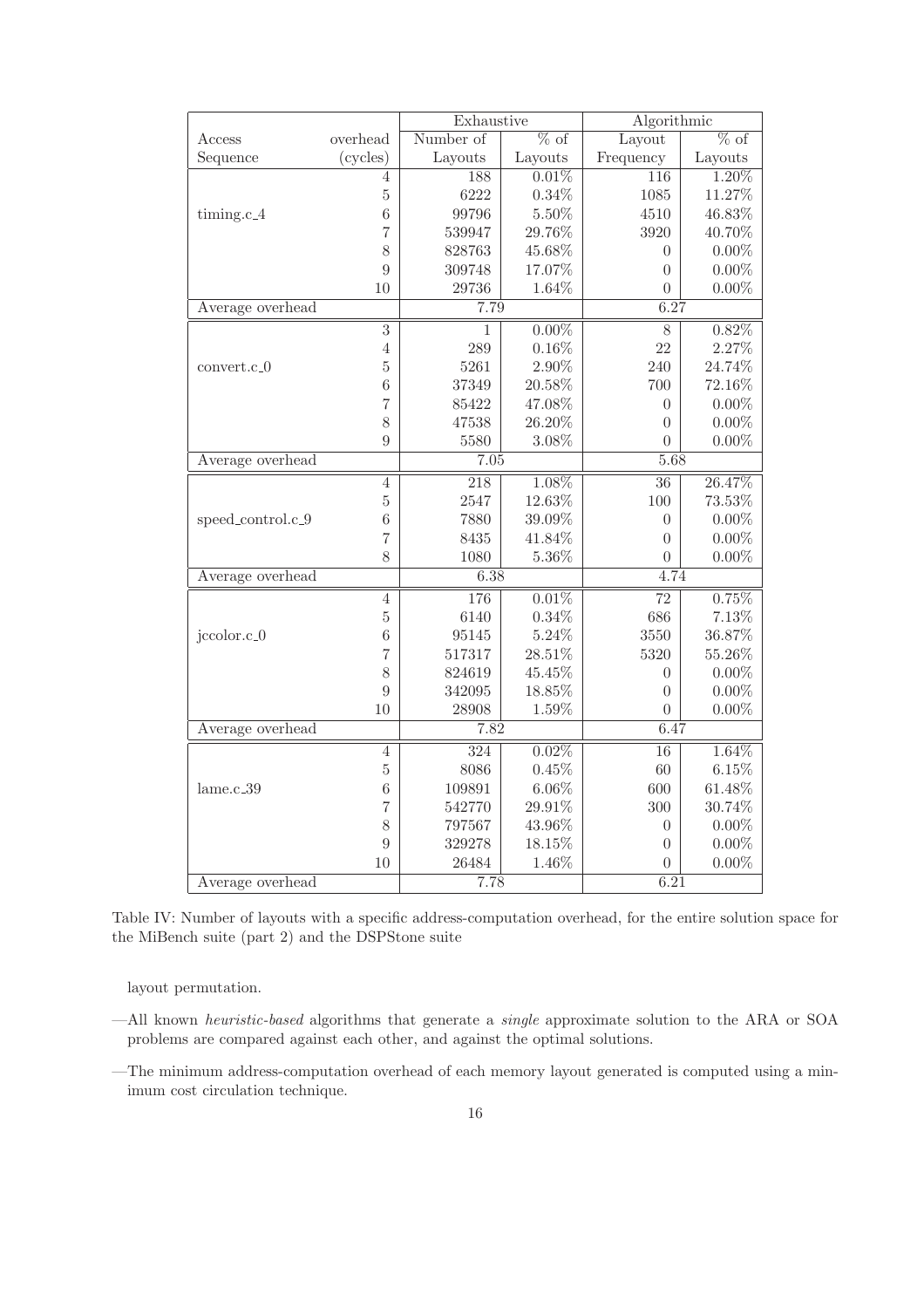| | | Exhaustive | | Algorithmic | |
|---|---|---|---|---|---|
| Access Sequence | overhead (cycles) | Number of Layouts | % of Layouts | Layout Frequency | % of Layouts |
| timing.c_4 | 4 | 188 | 0.01% | 116 | 1.20% |
| | 5 | 6222 | 0.34% | 1085 | 11.27% |
| | 6 | 99796 | 5.50% | 4510 | 46.83% |
| | 7 | 539947 | 29.76% | 3920 | 40.70% |
| | 8 | 828763 | 45.68% | 0 | 0.00% |
| | 9 | 309748 | 17.07% | 0 | 0.00% |
| | 10 | 29736 | 1.64% | 0 | 0.00% |
| Average overhead | | 7.79 | | 6.27 | |
| convert.c_0 | 3 | 1 | 0.00% | 8 | 0.82% |
| | 4 | 289 | 0.16% | 22 | 2.27% |
| | 5 | 5261 | 2.90% | 240 | 24.74% |
| | 6 | 37349 | 20.58% | 700 | 72.16% |
| | 7 | 85422 | 47.08% | 0 | 0.00% |
| | 8 | 47538 | 26.20% | 0 | 0.00% |
| | 9 | 5580 | 3.08% | 0 | 0.00% |
| Average overhead | | 7.05 | | 5.68 | |
| speed_control.c_9 | 4 | 218 | 1.08% | 36 | 26.47% |
| | 5 | 2547 | 12.63% | 100 | 73.53% |
| | 6 | 7880 | 39.09% | 0 | 0.00% |
| | 7 | 8435 | 41.84% | 0 | 0.00% |
| | 8 | 1080 | 5.36% | 0 | 0.00% |
| Average overhead | | 6.38 | | 4.74 | |
| jccolor.c_0 | 4 | 176 | 0.01% | 72 | 0.75% |
| | 5 | 6140 | 0.34% | 686 | 7.13% |
| | 6 | 95145 | 5.24% | 3550 | 36.87% |
| | 7 | 517317 | 28.51% | 5320 | 55.26% |
| | 8 | 824619 | 45.45% | 0 | 0.00% |
| | 9 | 342095 | 18.85% | 0 | 0.00% |
| | 10 | 28908 | 1.59% | 0 | 0.00% |
| Average overhead | | 7.82 | | 6.47 | |
| lame.c_39 | 4 | 324 | 0.02% | 16 | 1.64% |
| | 5 | 8086 | 0.45% | 60 | 6.15% |
| | 6 | 109891 | 6.06% | 600 | 61.48% |
| | 7 | 542770 | 29.91% | 300 | 30.74% |
| | 8 | 797567 | 43.96% | 0 | 0.00% |
| | 9 | 329278 | 18.15% | 0 | 0.00% |
| | 10 | 26484 | 1.46% | 0 | 0.00% |
| Average overhead | | 7.78 | | 6.21 | |

Table IV: Number of layouts with a specific address-computation overhead, for the entire solution space for the MiBench suite (part 2) and the DSPStone suite

layout permutation.

—All known *heuristic-based* algorithms that generate a *single* approximate solution to the ARA or SOA problems are compared against each other, and against the optimal solutions.

—The minimum address-computation overhead of each memory layout generated is computed using a minimum cost circulation technique.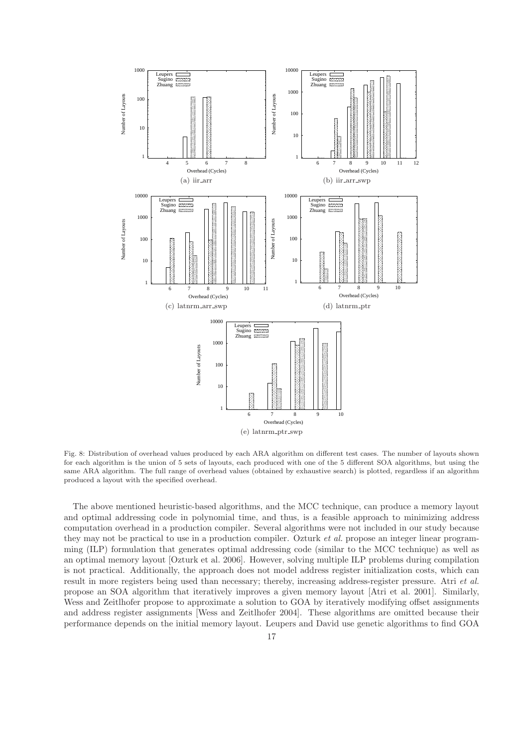Leupers
Sugino
Zhuang

Number of Layouts

1000
100
10
1

4 5 6 7 8

Overhead (Cycles)

(a) iir_arr

Leupers
Sugino
Zhuang

Number of Layouts

10000
1000
100
10
1

6 7 8 9 10 11 12

Overhead (Cycles)

(b) iir_arr_swp

Leupers
Sugino
Zhuang

Number of Layouts

10000
1000
100
10
1

6 7 8 9 10 11

Overhead (Cycles)

(c) latnrm_arr_swp

Leupers
Sugino
Zhuang

Number of Layouts

10000
1000
100
10
1

6 7 8 9 10

Overhead (Cycles)

(d) latnrm_ptr

Leupers
Sugino
Zhuang

Number of Layouts

10000
1000
100
10
1

6 7 8 9 10

Overhead (Cycles)

(e) latnrm_ptr_swp

Fig. 8: Distribution of overhead values produced by each ARA algorithm on different test cases. The number of layouts shown for each algorithm is the union of 5 sets of layouts, each produced with one of the 5 different SOA algorithms, but using the same ARA algorithm. The full range of overhead values (obtained by exhaustive search) is plotted, regardless if an algorithm produced a layout with the specified overhead.

The above mentioned heuristic-based algorithms, and the MCC technique, can produce a memory layout and optimal addressing code in polynomial time, and thus, is a feasible approach to minimizing address computation overhead in a production compiler. Several algorithms were not included in our study because they may not be practical to use in a production compiler. Ozturk *et al.* propose an integer linear programming (ILP) formulation that generates optimal addressing code (similar to the MCC technique) as well as an optimal memory layout [Ozturk et al. 2006]. However, solving multiple ILP problems during compilation is not practical. Additionally, the approach does not model address register initialization costs, which can result in more registers being used than necessary; thereby, increasing address-register pressure. Atri *et al.* propose an SOA algorithm that iteratively improves a given memory layout [Atri et al. 2001]. Similarly, Wess and Zeitlhofer propose to approximate a solution to GOA by iteratively modifying offset assignments and address register assignments [Wess and Zeitlhofer 2004]. These algorithms are omitted because their performance depends on the initial memory layout. Leupers and David use genetic algorithms to find GOA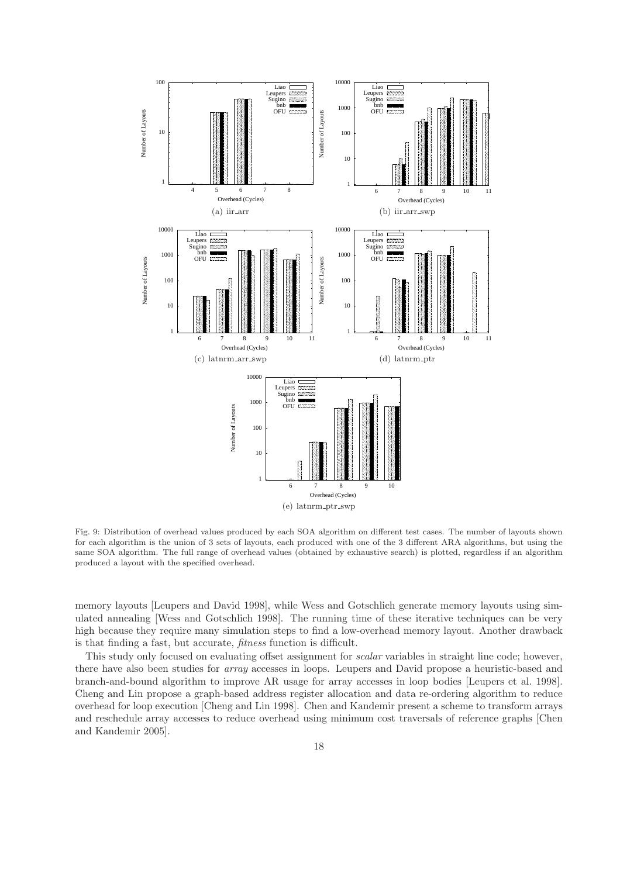100

10

1

4 5 6 7 8

Overhead (Cycles)

Number of Layouts

Liao
Leupers
Sugino
bnb
OFU

(a) iir_arr

10000

1000

100

10

1

6 7 8 9 10 11

Overhead (Cycles)

Number of Layouts

Liao
Leupers
Sugino
bnb
OFU

(b) iir_arr_swp

10000

1000

100

10

1

6 7 8 9 10 11

Overhead (Cycles)

Number of Layouts

Liao
Leupers
Sugino
bnb
OFU

(c) latnrm_arr_swp

10000

1000

100

10

1

6 7 8 9 10 11

Overhead (Cycles)

Number of Layouts

Liao
Leupers
Sugino
bnb
OFU

(d) latnrm_ptr

10000

1000

100

10

1

6 7 8 9 10

Overhead (Cycles)

Number of Layouts

Liao
Leupers
Sugino
bnb
OFU

(e) latnrm_ptr_swp

Fig. 9: Distribution of overhead values produced by each SOA algorithm on different test cases. The number of layouts shown for each algorithm is the union of 3 sets of layouts, each produced with one of the 3 different ARA algorithms, but using the same SOA algorithm. The full range of overhead values (obtained by exhaustive search) is plotted, regardless if an algorithm produced a layout with the specified overhead.

memory layouts [Leupers and David 1998], while Wess and Gotschlich generate memory layouts using simulated annealing [Wess and Gotschlich 1998]. The running time of these iterative techniques can be very high because they require many simulation steps to find a low-overhead memory layout. Another drawback is that finding a fast, but accurate, *fitness* function is difficult.

This study only focused on evaluating offset assignment for *scalar* variables in straight line code; however, there have also been studies for *array* accesses in loops. Leupers and David propose a heuristic-based and branch-and-bound algorithm to improve AR usage for array accesses in loop bodies [Leupers et al. 1998]. Cheng and Lin propose a graph-based address register allocation and data re-ordering algorithm to reduce overhead for loop execution [Cheng and Lin 1998]. Chen and Kandemir present a scheme to transform arrays and reschedule array accesses to reduce overhead using minimum cost traversals of reference graphs [Chen and Kandemir 2005].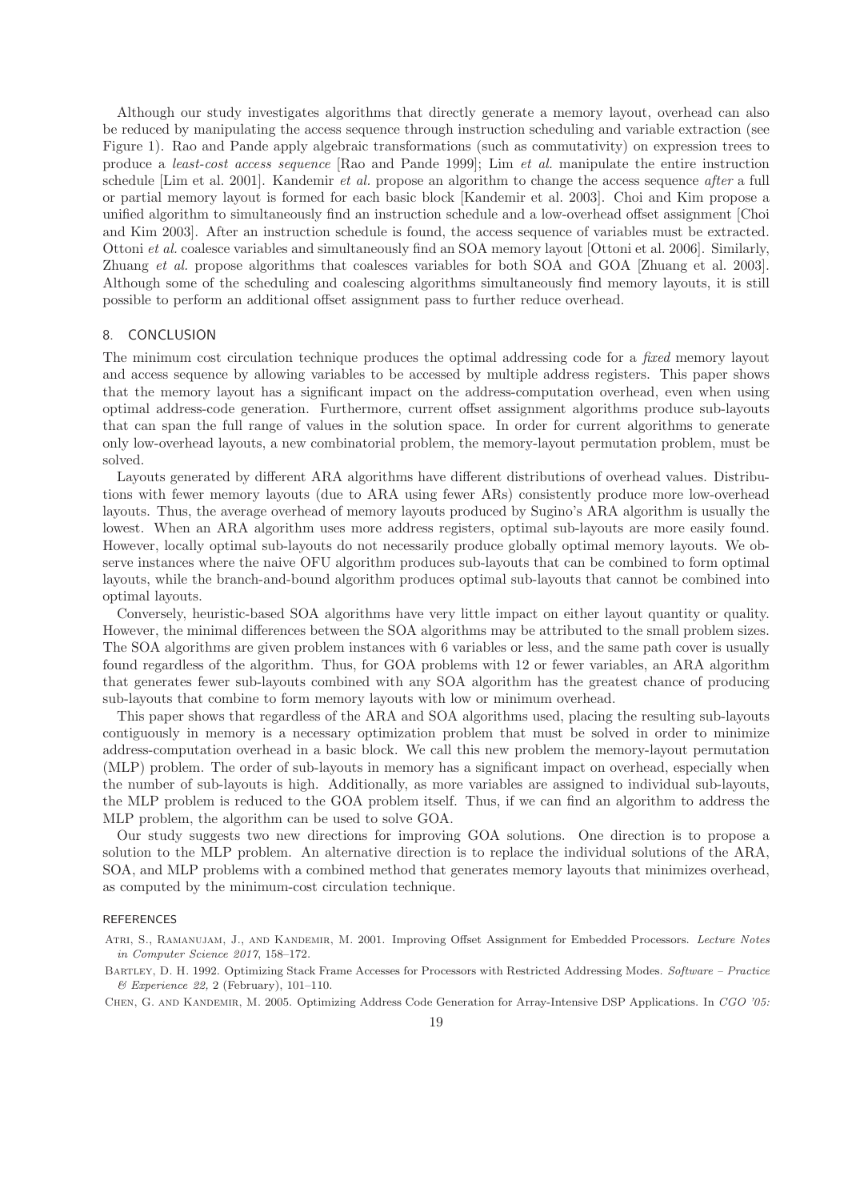Although our study investigates algorithms that directly generate a memory layout, overhead can also be reduced by manipulating the access sequence through instruction scheduling and variable extraction (see Figure 1). Rao and Pande apply algebraic transformations (such as commutativity) on expression trees to produce a *least-cost access sequence* [Rao and Pande 1999]; Lim *et al.* manipulate the entire instruction schedule [Lim et al. 2001]. Kandemir *et al.* propose an algorithm to change the access sequence *after* a full or partial memory layout is formed for each basic block [Kandemir et al. 2003]. Choi and Kim propose a unified algorithm to simultaneously find an instruction schedule and a low-overhead offset assignment [Choi and Kim 2003]. After an instruction schedule is found, the access sequence of variables must be extracted. Ottoni *et al.* coalesce variables and simultaneously find an SOA memory layout [Ottoni et al. 2006]. Similarly, Zhuang *et al.* propose algorithms that coalesces variables for both SOA and GOA [Zhuang et al. 2003]. Although some of the scheduling and coalescing algorithms simultaneously find memory layouts, it is still possible to perform an additional offset assignment pass to further reduce overhead.

## 8. CONCLUSION

The minimum cost circulation technique produces the optimal addressing code for a *fixed* memory layout and access sequence by allowing variables to be accessed by multiple address registers. This paper shows that the memory layout has a significant impact on the address-computation overhead, even when using optimal address-code generation. Furthermore, current offset assignment algorithms produce sub-layouts that can span the full range of values in the solution space. In order for current algorithms to generate only low-overhead layouts, a new combinatorial problem, the memory-layout permutation problem, must be solved.

Layouts generated by different ARA algorithms have different distributions of overhead values. Distributions with fewer memory layouts (due to ARA using fewer ARs) consistently produce more low-overhead layouts. Thus, the average overhead of memory layouts produced by Sugino's ARA algorithm is usually the lowest. When an ARA algorithm uses more address registers, optimal sub-layouts are more easily found. However, locally optimal sub-layouts do not necessarily produce globally optimal memory layouts. We observe instances where the naive OFU algorithm produces sub-layouts that can be combined to form optimal layouts, while the branch-and-bound algorithm produces optimal sub-layouts that cannot be combined into optimal layouts.

Conversely, heuristic-based SOA algorithms have very little impact on either layout quantity or quality. However, the minimal differences between the SOA algorithms may be attributed to the small problem sizes. The SOA algorithms are given problem instances with 6 variables or less, and the same path cover is usually found regardless of the algorithm. Thus, for GOA problems with 12 or fewer variables, an ARA algorithm that generates fewer sub-layouts combined with any SOA algorithm has the greatest chance of producing sub-layouts that combine to form memory layouts with low or minimum overhead.

This paper shows that regardless of the ARA and SOA algorithms used, placing the resulting sub-layouts contiguously in memory is a necessary optimization problem that must be solved in order to minimize address-computation overhead in a basic block. We call this new problem the memory-layout permutation (MLP) problem. The order of sub-layouts in memory has a significant impact on overhead, especially when the number of sub-layouts is high. Additionally, as more variables are assigned to individual sub-layouts, the MLP problem is reduced to the GOA problem itself. Thus, if we can find an algorithm to address the MLP problem, the algorithm can be used to solve GOA.

Our study suggests two new directions for improving GOA solutions. One direction is to propose a solution to the MLP problem. An alternative direction is to replace the individual solutions of the ARA, SOA, and MLP problems with a combined method that generates memory layouts that minimizes overhead, as computed by the minimum-cost circulation technique.

## REFERENCES

Atri, S., Ramanujam, J., and Kandemir, M. 2001. Improving Offset Assignment for Embedded Processors. *Lecture Notes in Computer Science 2017*, 158–172.

Bartley, D. H. 1992. Optimizing Stack Frame Accesses for Processors with Restricted Addressing Modes. *Software – Practice & Experience 22,* 2 (February), 101–110.

Chen, G. and Kandemir, M. 2005. Optimizing Address Code Generation for Array-Intensive DSP Applications. In *CGO '05:*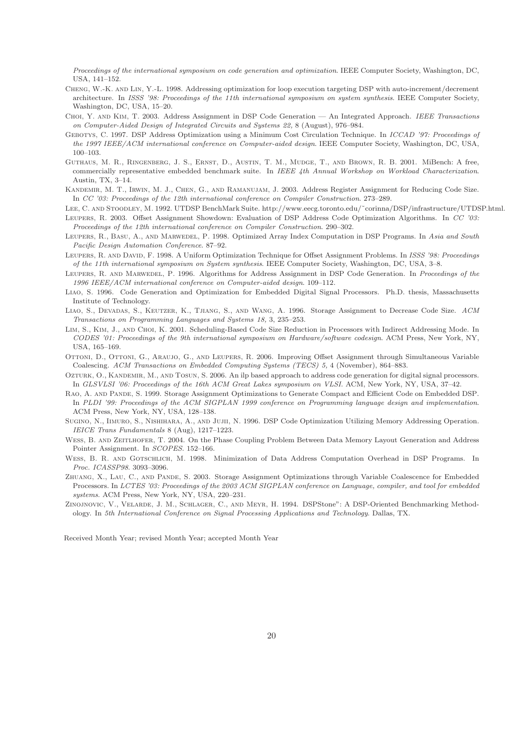*Proceedings of the international symposium on code generation and optimization*. IEEE Computer Society, Washington, DC, USA, 141–152.

Cheng, W.-K. and Lin, Y.-L. 1998. Addressing optimization for loop execution targeting DSP with auto-increment/decrement architecture. In *ISSS '98: Proceedings of the 11th international symposium on system synthesis*. IEEE Computer Society, Washington, DC, USA, 15–20.

Choi, Y. and Kim, T. 2003. Address Assignment in DSP Code Generation — An Integrated Approach. *IEEE Transactions on Computer-Aided Design of Integrated Circuits and Systems 22,* 8 (August), 976–984.

Gebotys, C. 1997. DSP Address Optimization using a Minimum Cost Circulation Technique. In *ICCAD '97: Proceedings of the 1997 IEEE/ACM international conference on Computer-aided design*. IEEE Computer Society, Washington, DC, USA, 100–103.

Guthaus, M. R., Ringenberg, J. S., Ernst, D., Austin, T. M., Mudge, T., and Brown, R. B. 2001. MiBench: A free, commercially representative embedded benchmark suite. In *IEEE 4th Annual Workshop on Workload Characterization*. Austin, TX, 3–14.

Kandemir, M. T., Irwin, M. J., Chen, G., and Ramanujam, J. 2003. Address Register Assignment for Reducing Code Size. In *CC '03: Proceedings of the 12th international conference on Compiler Construction*. 273–289.

Lee, C. and Stoodley, M. 1992. UTDSP BenchMark Suite. http://www.eecg.toronto.edu/~corinna/DSP/infrastructure/UTDSP.html.

Leupers, R. 2003. Offset Assignment Showdown: Evaluation of DSP Address Code Optimization Algorithms. In *CC '03: Proceedings of the 12th international conference on Compiler Construction*. 290–302.

Leupers, R., Basu, A., and Marwedel, P. 1998. Optimized Array Index Computation in DSP Programs. In *Asia and South Pacific Design Automation Conference*. 87–92.

Leupers, R. and David, F. 1998. A Uniform Optimization Technique for Offset Assignment Problems. In *ISSS '98: Proceedings of the 11th international symposium on System synthesis*. IEEE Computer Society, Washington, DC, USA, 3–8.

Leupers, R. and Marwedel, P. 1996. Algorithms for Address Assignment in DSP Code Generation. In *Proceedings of the 1996 IEEE/ACM international conference on Computer-aided design*. 109–112.

Liao, S. 1996. Code Generation and Optimization for Embedded Digital Signal Processors. Ph.D. thesis, Massachusetts Institute of Technology.

Liao, S., Devadas, S., Keutzer, K., Tjiang, S., and Wang, A. 1996. Storage Assignment to Decrease Code Size. *ACM Transactions on Programming Languages and Systems 18,* 3, 235–253.

Lim, S., Kim, J., and Choi, K. 2001. Scheduling-Based Code Size Reduction in Processors with Indirect Addressing Mode. In *CODES '01: Proceedings of the 9th international symposium on Hardware/software codesign*. ACM Press, New York, NY, USA, 165–169.

Ottoni, D., Ottoni, G., Araujo, G., and Leupers, R. 2006. Improving Offset Assignment through Simultaneous Variable Coalescing. *ACM Transactions on Embedded Computing Systems (TECS) 5,* 4 (November), 864–883.

Ozturk, O., Kandemir, M., and Tosun, S. 2006. An ilp based approach to address code generation for digital signal processors. In *GLSVLSI '06: Proceedings of the 16th ACM Great Lakes symposium on VLSI*. ACM, New York, NY, USA, 37–42.

Rao, A. and Pande, S. 1999. Storage Assignment Optimizations to Generate Compact and Efficient Code on Embedded DSP. In *PLDI '99: Proceedings of the ACM SIGPLAN 1999 conference on Programming language design and implementation*. ACM Press, New York, NY, USA, 128–138.

Sugino, N., Iimuro, S., Nishihara, A., and Jujii, N. 1996. DSP Code Optimization Utilizing Memory Addressing Operation. *IEICE Trans Fundamentals* 8 (Aug), 1217–1223.

Wess, B. and Zeitlhofer, T. 2004. On the Phase Coupling Problem Between Data Memory Layout Generation and Address Pointer Assignment. In *SCOPES*. 152–166.

Wess, B. R. and Gotschlich, M. 1998. Minimization of Data Address Computation Overhead in DSP Programs. In *Proc. ICASSP98*. 3093–3096.

Zhuang, X., Lau, C., and Pande, S. 2003. Storage Assignment Optimizations through Variable Coalescence for Embedded Processors. In *LCTES '03: Proceedings of the 2003 ACM SIGPLAN conference on Language, compiler, and tool for embedded systems*. ACM Press, New York, NY, USA, 220–231.

Zinojnovic, V., Velarde, J. M., Schlager, C., and Meyr, H. 1994. DSPStone": A DSP-Oriented Benchmarking Methodology. In *5th International Conference on Signal Processing Applications and Technology*. Dallas, TX.

Received Month Year; revised Month Year; accepted Month Year